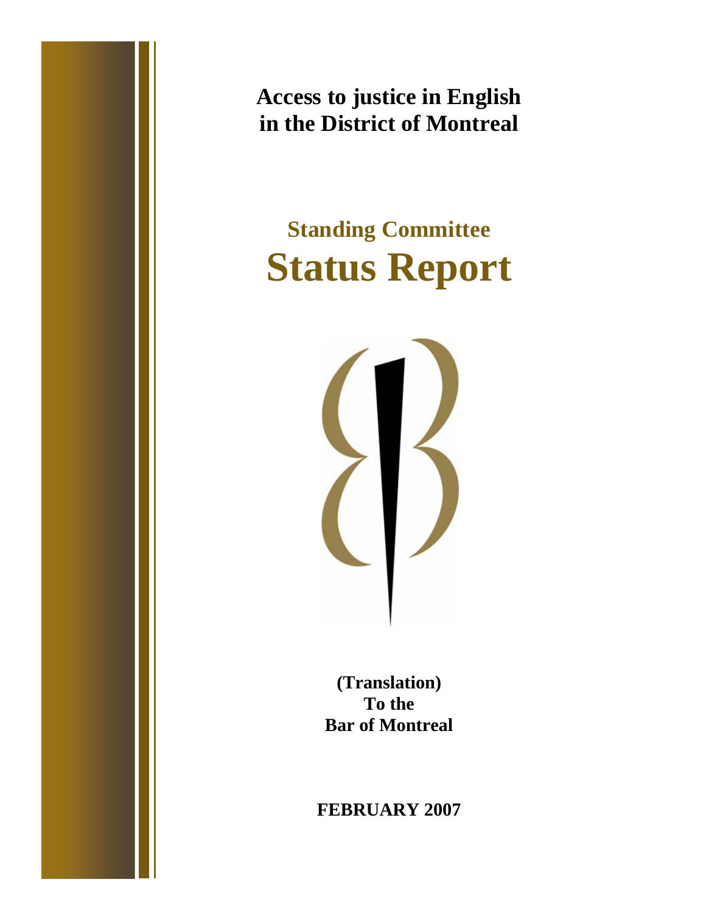# Access to justice in English in the District of Montreal

## Standing Committee

# Status Report

**(Translation)**
**To the**
**Bar of Montreal**

**FEBRUARY 2007**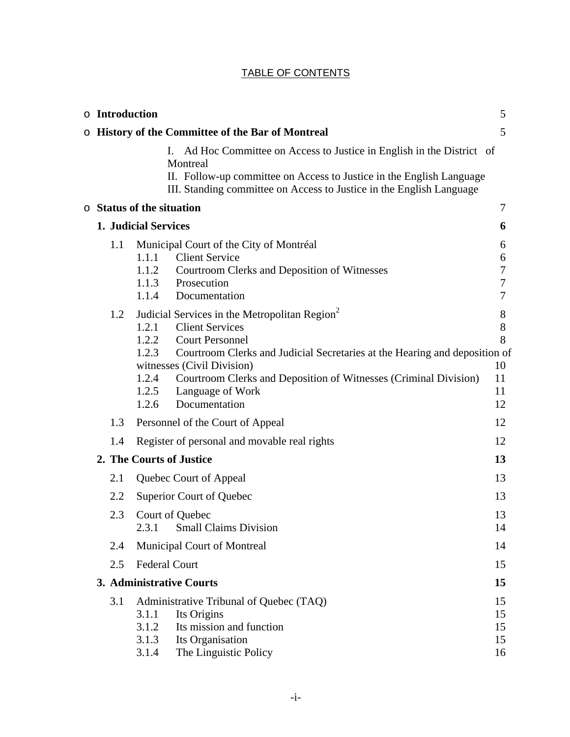TABLE OF CONTENTS

- **Introduction** 5
- **History of the Committee of the Bar of Montreal** 5
  - I. Ad Hoc Committee on Access to Justice in English in the District of Montreal
  - II. Follow-up committee on Access to Justice in the English Language
  - III. Standing committee on Access to Justice in the English Language
- **Status of the situation** 7

**1. Judicial Services** **6**

- 1.1 Municipal Court of the City of Montréal 6
  - 1.1.1 Client Service 6
  - 1.1.2 Courtroom Clerks and Deposition of Witnesses 7
  - 1.1.3 Prosecution 7
  - 1.1.4 Documentation 7
- 1.2 Judicial Services in the Metropolitan Region[2] 8
  - 1.2.1 Client Services 8
  - 1.2.2 Court Personnel 8
  - 1.2.3 Courtroom Clerks and Judicial Secretaries at the Hearing and deposition of witnesses (Civil Division) 10
  - 1.2.4 Courtroom Clerks and Deposition of Witnesses (Criminal Division) 11
  - 1.2.5 Language of Work 11
  - 1.2.6 Documentation 12
- 1.3 Personnel of the Court of Appeal 12
- 1.4 Register of personal and movable real rights 12

**2. The Courts of Justice** **13**

- 2.1 Quebec Court of Appeal 13
- 2.2 Superior Court of Quebec 13
- 2.3 Court of Quebec 13
  - 2.3.1 Small Claims Division 14
- 2.4 Municipal Court of Montreal 14
- 2.5 Federal Court 15

**3. Administrative Courts** **15**

- 3.1 Administrative Tribunal of Quebec (TAQ) 15
  - 3.1.1 Its Origins 15
  - 3.1.2 Its mission and function 15
  - 3.1.3 Its Organisation 15
  - 3.1.4 The Linguistic Policy 16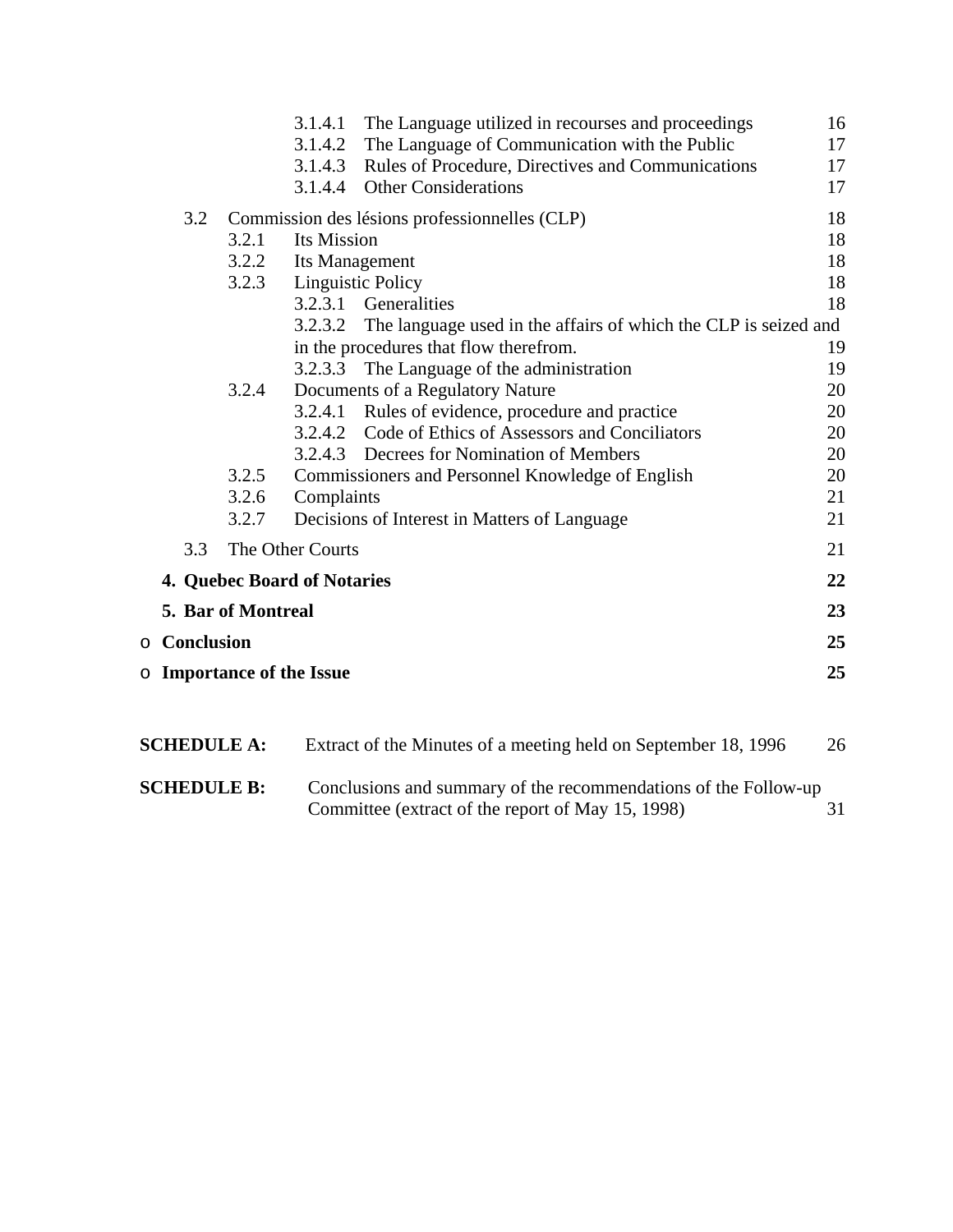- 3.1.4.1 The Language utilized in recourses and proceedings 16
- 3.1.4.2 The Language of Communication with the Public 17
- 3.1.4.3 Rules of Procedure, Directives and Communications 17
- 3.1.4.4 Other Considerations 17

3.2 Commission des lésions professionnelles (CLP) 18

- 3.2.1 Its Mission 18
- 3.2.2 Its Management 18
- 3.2.3 Linguistic Policy 18
  - 3.2.3.1 Generalities 18
  - 3.2.3.2 The language used in the affairs of which the CLP is seized and in the procedures that flow therefrom. 19
  - 3.2.3.3 The Language of the administration 19
- 3.2.4 Documents of a Regulatory Nature 20
  - 3.2.4.1 Rules of evidence, procedure and practice 20
  - 3.2.4.2 Code of Ethics of Assessors and Conciliators 20
  - 3.2.4.3 Decrees for Nomination of Members 20
- 3.2.5 Commissioners and Personnel Knowledge of English 20
- 3.2.6 Complaints 21
- 3.2.7 Decisions of Interest in Matters of Language 21

3.3 The Other Courts 21

**4. Quebec Board of Notaries** **22**

**5. Bar of Montreal** **23**

- **Conclusion** **25**
- **Importance of the Issue** **25**

**SCHEDULE A:** Extract of the Minutes of a meeting held on September 18, 1996 26

**SCHEDULE B:** Conclusions and summary of the recommendations of the Follow-up Committee (extract of the report of May 15, 1998) 31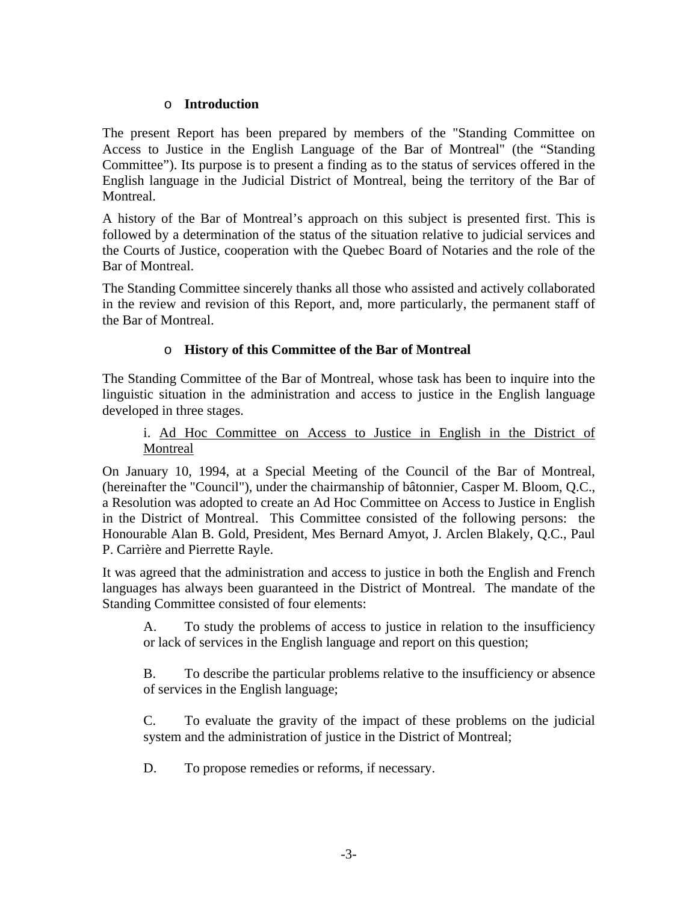## Introduction

The present Report has been prepared by members of the "Standing Committee on Access to Justice in the English Language of the Bar of Montreal" (the “Standing Committee”). Its purpose is to present a finding as to the status of services offered in the English language in the Judicial District of Montreal, being the territory of the Bar of Montreal.

A history of the Bar of Montreal’s approach on this subject is presented first. This is followed by a determination of the status of the situation relative to judicial services and the Courts of Justice, cooperation with the Quebec Board of Notaries and the role of the Bar of Montreal.

The Standing Committee sincerely thanks all those who assisted and actively collaborated in the review and revision of this Report, and, more particularly, the permanent staff of the Bar of Montreal.

## History of this Committee of the Bar of Montreal

The Standing Committee of the Bar of Montreal, whose task has been to inquire into the linguistic situation in the administration and access to justice in the English language developed in three stages.

i. <u>Ad Hoc Committee on Access to Justice in English in the District of Montreal</u>

On January 10, 1994, at a Special Meeting of the Council of the Bar of Montreal, (hereinafter the "Council"), under the chairmanship of bâtonnier, Casper M. Bloom, Q.C., a Resolution was adopted to create an Ad Hoc Committee on Access to Justice in English in the District of Montreal. This Committee consisted of the following persons: the Honourable Alan B. Gold, President, Mes Bernard Amyot, J. Arclen Blakely, Q.C., Paul P. Carrière and Pierrette Rayle.

It was agreed that the administration and access to justice in both the English and French languages has always been guaranteed in the District of Montreal. The mandate of the Standing Committee consisted of four elements:

A. To study the problems of access to justice in relation to the insufficiency or lack of services in the English language and report on this question;

B. To describe the particular problems relative to the insufficiency or absence of services in the English language;

C. To evaluate the gravity of the impact of these problems on the judicial system and the administration of justice in the District of Montreal;

D. To propose remedies or reforms, if necessary.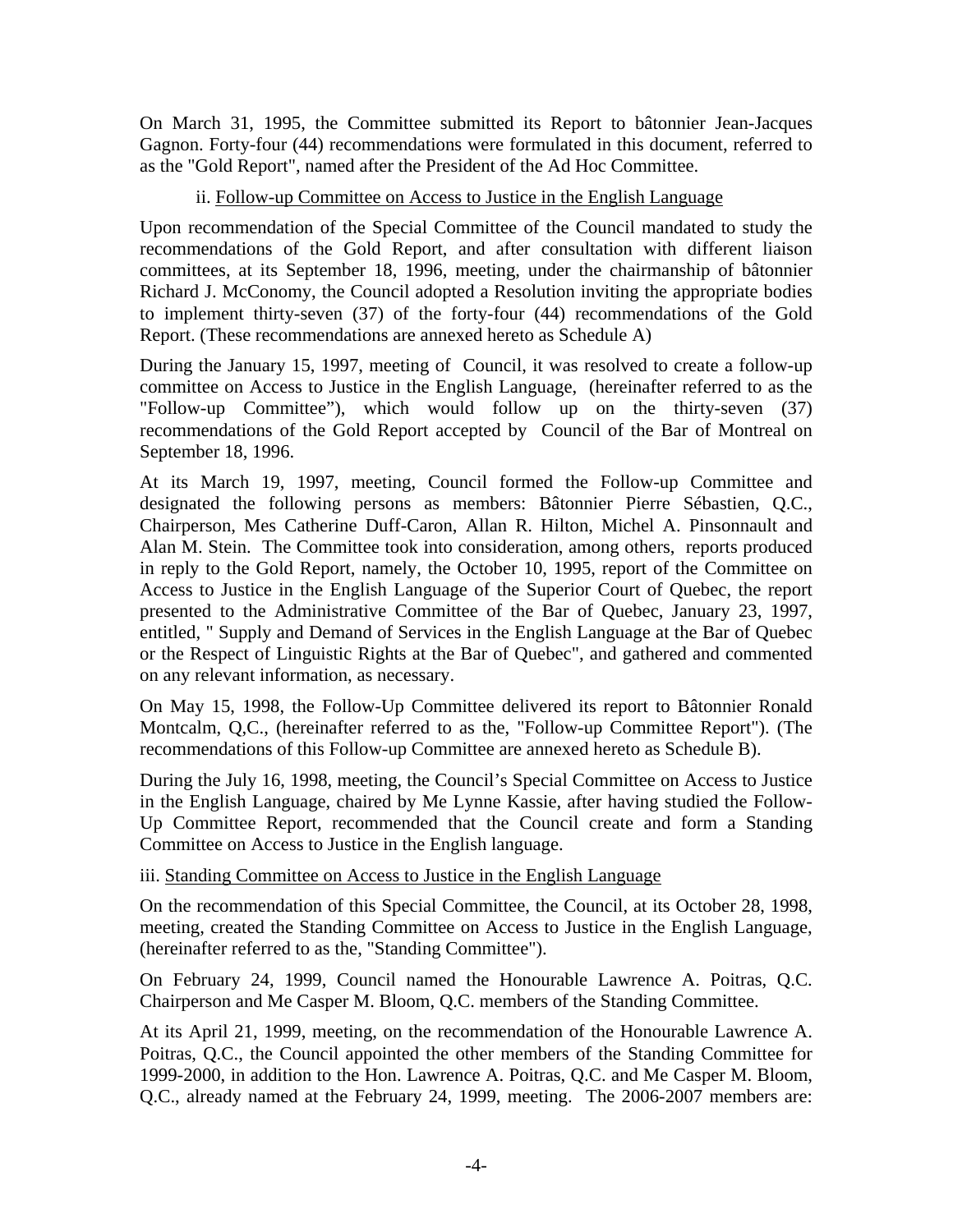On March 31, 1995, the Committee submitted its Report to bâtonnier Jean-Jacques Gagnon. Forty-four (44) recommendations were formulated in this document, referred to as the "Gold Report", named after the President of the Ad Hoc Committee.

### ii. Follow-up Committee on Access to Justice in the English Language

Upon recommendation of the Special Committee of the Council mandated to study the recommendations of the Gold Report, and after consultation with different liaison committees, at its September 18, 1996, meeting, under the chairmanship of bâtonnier Richard J. McConomy, the Council adopted a Resolution inviting the appropriate bodies to implement thirty-seven (37) of the forty-four (44) recommendations of the Gold Report. (These recommendations are annexed hereto as Schedule A)

During the January 15, 1997, meeting of Council, it was resolved to create a follow-up committee on Access to Justice in the English Language, (hereinafter referred to as the "Follow-up Committee"), which would follow up on the thirty-seven (37) recommendations of the Gold Report accepted by Council of the Bar of Montreal on September 18, 1996.

At its March 19, 1997, meeting, Council formed the Follow-up Committee and designated the following persons as members: Bâtonnier Pierre Sébastien, Q.C., Chairperson, Mes Catherine Duff-Caron, Allan R. Hilton, Michel A. Pinsonnault and Alan M. Stein. The Committee took into consideration, among others, reports produced in reply to the Gold Report, namely, the October 10, 1995, report of the Committee on Access to Justice in the English Language of the Superior Court of Quebec, the report presented to the Administrative Committee of the Bar of Quebec, January 23, 1997, entitled, " Supply and Demand of Services in the English Language at the Bar of Quebec or the Respect of Linguistic Rights at the Bar of Quebec", and gathered and commented on any relevant information, as necessary.

On May 15, 1998, the Follow-Up Committee delivered its report to Bâtonnier Ronald Montcalm, Q,C., (hereinafter referred to as the, "Follow-up Committee Report"). (The recommendations of this Follow-up Committee are annexed hereto as Schedule B).

During the July 16, 1998, meeting, the Council's Special Committee on Access to Justice in the English Language, chaired by Me Lynne Kassie, after having studied the Follow-Up Committee Report, recommended that the Council create and form a Standing Committee on Access to Justice in the English language.

### iii. Standing Committee on Access to Justice in the English Language

On the recommendation of this Special Committee, the Council, at its October 28, 1998, meeting, created the Standing Committee on Access to Justice in the English Language, (hereinafter referred to as the, "Standing Committee").

On February 24, 1999, Council named the Honourable Lawrence A. Poitras, Q.C. Chairperson and Me Casper M. Bloom, Q.C. members of the Standing Committee.

At its April 21, 1999, meeting, on the recommendation of the Honourable Lawrence A. Poitras, Q.C., the Council appointed the other members of the Standing Committee for 1999-2000, in addition to the Hon. Lawrence A. Poitras, Q.C. and Me Casper M. Bloom, Q.C., already named at the February 24, 1999, meeting. The 2006-2007 members are: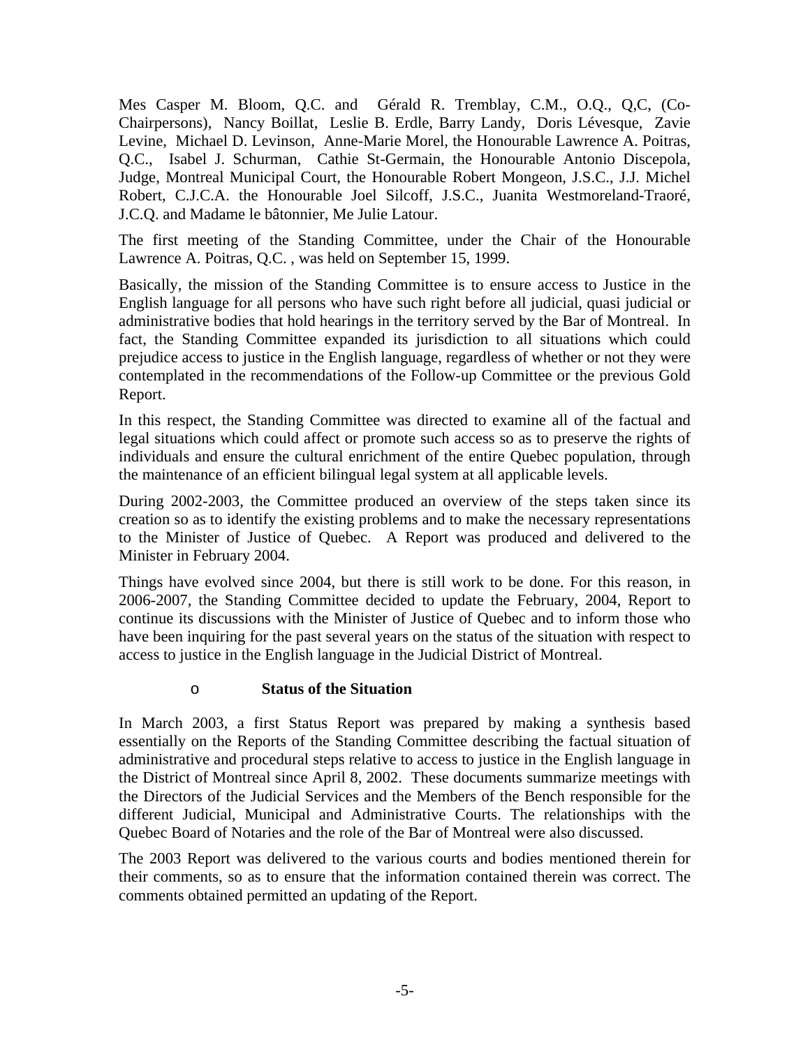Mes Casper M. Bloom, Q.C. and Gérald R. Tremblay, C.M., O.Q., Q,C, (Co-Chairpersons), Nancy Boillat, Leslie B. Erdle, Barry Landy, Doris Lévesque, Zavie Levine, Michael D. Levinson, Anne-Marie Morel, the Honourable Lawrence A. Poitras, Q.C., Isabel J. Schurman, Cathie St-Germain, the Honourable Antonio Discepola, Judge, Montreal Municipal Court, the Honourable Robert Mongeon, J.S.C., J.J. Michel Robert, C.J.C.A. the Honourable Joel Silcoff, J.S.C., Juanita Westmoreland-Traoré, J.C.Q. and Madame le bâtonnier, Me Julie Latour.

The first meeting of the Standing Committee, under the Chair of the Honourable Lawrence A. Poitras, Q.C. , was held on September 15, 1999.

Basically, the mission of the Standing Committee is to ensure access to Justice in the English language for all persons who have such right before all judicial, quasi judicial or administrative bodies that hold hearings in the territory served by the Bar of Montreal. In fact, the Standing Committee expanded its jurisdiction to all situations which could prejudice access to justice in the English language, regardless of whether or not they were contemplated in the recommendations of the Follow-up Committee or the previous Gold Report.

In this respect, the Standing Committee was directed to examine all of the factual and legal situations which could affect or promote such access so as to preserve the rights of individuals and ensure the cultural enrichment of the entire Quebec population, through the maintenance of an efficient bilingual legal system at all applicable levels.

During 2002-2003, the Committee produced an overview of the steps taken since its creation so as to identify the existing problems and to make the necessary representations to the Minister of Justice of Quebec. A Report was produced and delivered to the Minister in February 2004.

Things have evolved since 2004, but there is still work to be done. For this reason, in 2006-2007, the Standing Committee decided to update the February, 2004, Report to continue its discussions with the Minister of Justice of Quebec and to inform those who have been inquiring for the past several years on the status of the situation with respect to access to justice in the English language in the Judicial District of Montreal.

- **Status of the Situation**

In March 2003, a first Status Report was prepared by making a synthesis based essentially on the Reports of the Standing Committee describing the factual situation of administrative and procedural steps relative to access to justice in the English language in the District of Montreal since April 8, 2002. These documents summarize meetings with the Directors of the Judicial Services and the Members of the Bench responsible for the different Judicial, Municipal and Administrative Courts. The relationships with the Quebec Board of Notaries and the role of the Bar of Montreal were also discussed.

The 2003 Report was delivered to the various courts and bodies mentioned therein for their comments, so as to ensure that the information contained therein was correct. The comments obtained permitted an updating of the Report.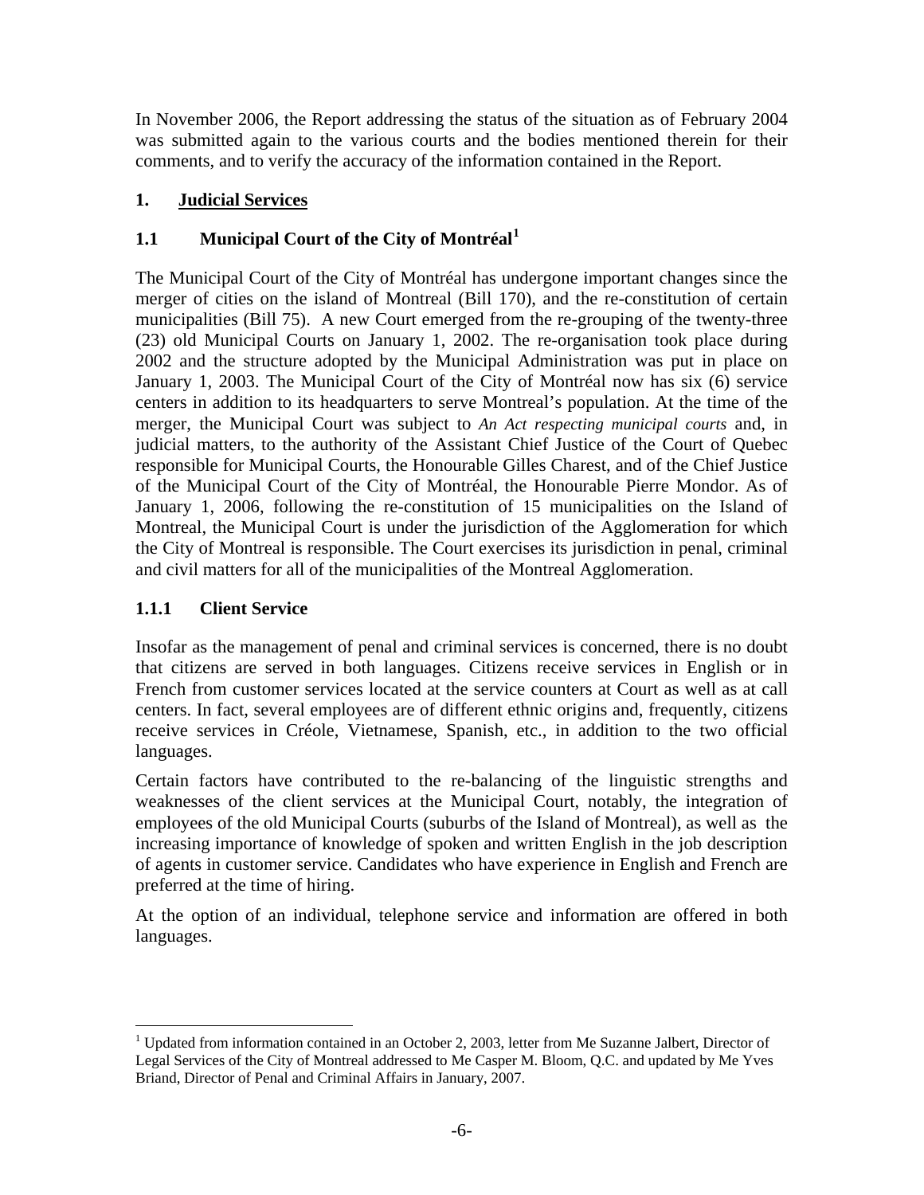In November 2006, the Report addressing the status of the situation as of February 2004 was submitted again to the various courts and the bodies mentioned therein for their comments, and to verify the accuracy of the information contained in the Report.

## 1. Judicial Services

### 1.1 Municipal Court of the City of Montréal[1]

The Municipal Court of the City of Montréal has undergone important changes since the merger of cities on the island of Montreal (Bill 170), and the re-constitution of certain municipalities (Bill 75). A new Court emerged from the re-grouping of the twenty-three (23) old Municipal Courts on January 1, 2002. The re-organisation took place during 2002 and the structure adopted by the Municipal Administration was put in place on January 1, 2003. The Municipal Court of the City of Montréal now has six (6) service centers in addition to its headquarters to serve Montreal's population. At the time of the merger, the Municipal Court was subject to *An Act respecting municipal courts* and, in judicial matters, to the authority of the Assistant Chief Justice of the Court of Quebec responsible for Municipal Courts, the Honourable Gilles Charest, and of the Chief Justice of the Municipal Court of the City of Montréal, the Honourable Pierre Mondor. As of January 1, 2006, following the re-constitution of 15 municipalities on the Island of Montreal, the Municipal Court is under the jurisdiction of the Agglomeration for which the City of Montreal is responsible. The Court exercises its jurisdiction in penal, criminal and civil matters for all of the municipalities of the Montreal Agglomeration.

#### 1.1.1 Client Service

Insofar as the management of penal and criminal services is concerned, there is no doubt that citizens are served in both languages. Citizens receive services in English or in French from customer services located at the service counters at Court as well as at call centers. In fact, several employees are of different ethnic origins and, frequently, citizens receive services in Créole, Vietnamese, Spanish, etc., in addition to the two official languages.

Certain factors have contributed to the re-balancing of the linguistic strengths and weaknesses of the client services at the Municipal Court, notably, the integration of employees of the old Municipal Courts (suburbs of the Island of Montreal), as well as the increasing importance of knowledge of spoken and written English in the job description of agents in customer service. Candidates who have experience in English and French are preferred at the time of hiring.

At the option of an individual, telephone service and information are offered in both languages.

---

[1] Updated from information contained in an October 2, 2003, letter from Me Suzanne Jalbert, Director of Legal Services of the City of Montreal addressed to Me Casper M. Bloom, Q.C. and updated by Me Yves Briand, Director of Penal and Criminal Affairs in January, 2007.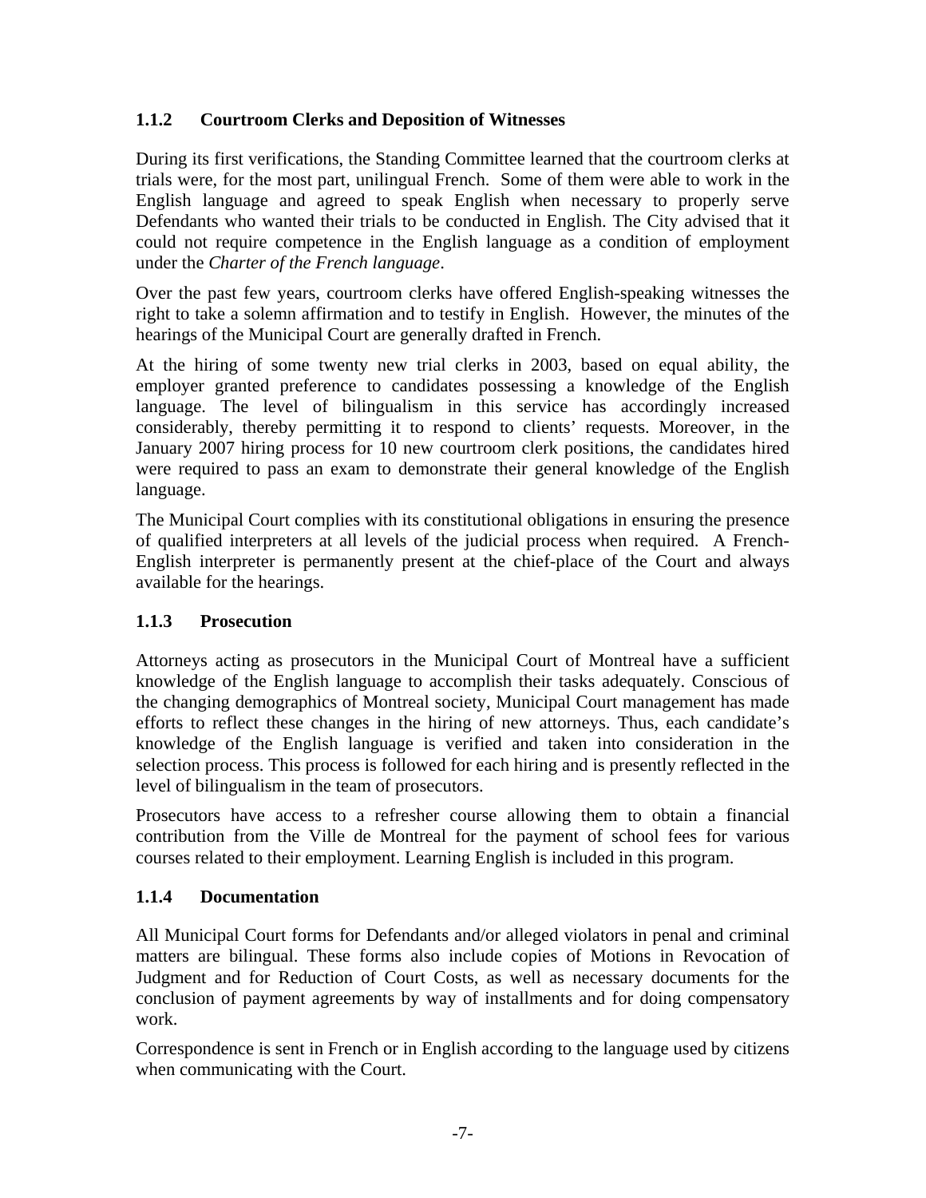### 1.1.2 Courtroom Clerks and Deposition of Witnesses

During its first verifications, the Standing Committee learned that the courtroom clerks at trials were, for the most part, unilingual French. Some of them were able to work in the English language and agreed to speak English when necessary to properly serve Defendants who wanted their trials to be conducted in English. The City advised that it could not require competence in the English language as a condition of employment under the *Charter of the French language*.

Over the past few years, courtroom clerks have offered English-speaking witnesses the right to take a solemn affirmation and to testify in English. However, the minutes of the hearings of the Municipal Court are generally drafted in French.

At the hiring of some twenty new trial clerks in 2003, based on equal ability, the employer granted preference to candidates possessing a knowledge of the English language. The level of bilingualism in this service has accordingly increased considerably, thereby permitting it to respond to clients' requests. Moreover, in the January 2007 hiring process for 10 new courtroom clerk positions, the candidates hired were required to pass an exam to demonstrate their general knowledge of the English language.

The Municipal Court complies with its constitutional obligations in ensuring the presence of qualified interpreters at all levels of the judicial process when required. A French-English interpreter is permanently present at the chief-place of the Court and always available for the hearings.

### 1.1.3 Prosecution

Attorneys acting as prosecutors in the Municipal Court of Montreal have a sufficient knowledge of the English language to accomplish their tasks adequately. Conscious of the changing demographics of Montreal society, Municipal Court management has made efforts to reflect these changes in the hiring of new attorneys. Thus, each candidate's knowledge of the English language is verified and taken into consideration in the selection process. This process is followed for each hiring and is presently reflected in the level of bilingualism in the team of prosecutors.

Prosecutors have access to a refresher course allowing them to obtain a financial contribution from the Ville de Montreal for the payment of school fees for various courses related to their employment. Learning English is included in this program.

### 1.1.4 Documentation

All Municipal Court forms for Defendants and/or alleged violators in penal and criminal matters are bilingual. These forms also include copies of Motions in Revocation of Judgment and for Reduction of Court Costs, as well as necessary documents for the conclusion of payment agreements by way of installments and for doing compensatory work.

Correspondence is sent in French or in English according to the language used by citizens when communicating with the Court.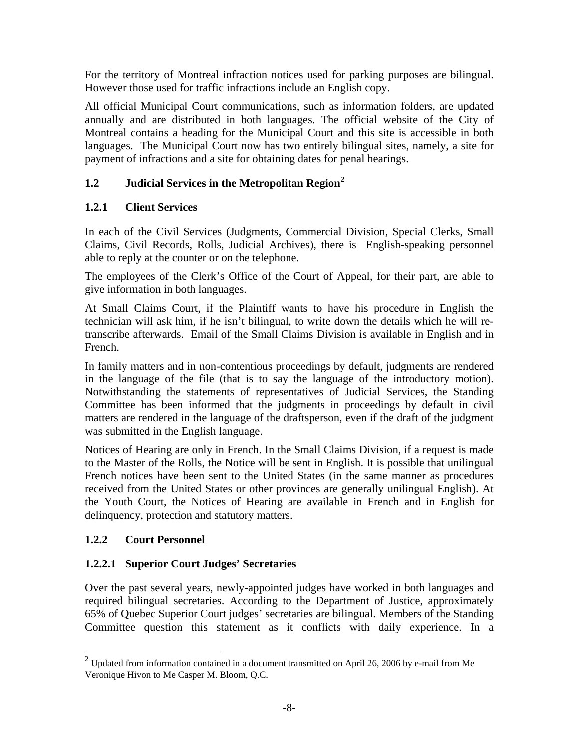For the territory of Montreal infraction notices used for parking purposes are bilingual. However those used for traffic infractions include an English copy.

All official Municipal Court communications, such as information folders, are updated annually and are distributed in both languages. The official website of the City of Montreal contains a heading for the Municipal Court and this site is accessible in both languages. The Municipal Court now has two entirely bilingual sites, namely, a site for payment of infractions and a site for obtaining dates for penal hearings.

## 1.2 Judicial Services in the Metropolitan Region[2]

### 1.2.1 Client Services

In each of the Civil Services (Judgments, Commercial Division, Special Clerks, Small Claims, Civil Records, Rolls, Judicial Archives), there is English-speaking personnel able to reply at the counter or on the telephone.

The employees of the Clerk's Office of the Court of Appeal, for their part, are able to give information in both languages.

At Small Claims Court, if the Plaintiff wants to have his procedure in English the technician will ask him, if he isn't bilingual, to write down the details which he will re-transcribe afterwards. Email of the Small Claims Division is available in English and in French.

In family matters and in non-contentious proceedings by default, judgments are rendered in the language of the file (that is to say the language of the introductory motion). Notwithstanding the statements of representatives of Judicial Services, the Standing Committee has been informed that the judgments in proceedings by default in civil matters are rendered in the language of the draftsperson, even if the draft of the judgment was submitted in the English language.

Notices of Hearing are only in French. In the Small Claims Division, if a request is made to the Master of the Rolls, the Notice will be sent in English. It is possible that unilingual French notices have been sent to the United States (in the same manner as procedures received from the United States or other provinces are generally unilingual English). At the Youth Court, the Notices of Hearing are available in French and in English for delinquency, protection and statutory matters.

### 1.2.2 Court Personnel

#### 1.2.2.1 Superior Court Judges' Secretaries

Over the past several years, newly-appointed judges have worked in both languages and required bilingual secretaries. According to the Department of Justice, approximately 65% of Quebec Superior Court judges' secretaries are bilingual. Members of the Standing Committee question this statement as it conflicts with daily experience. In a

---

[2] Updated from information contained in a document transmitted on April 26, 2006 by e-mail from Me Veronique Hivon to Me Casper M. Bloom, Q.C.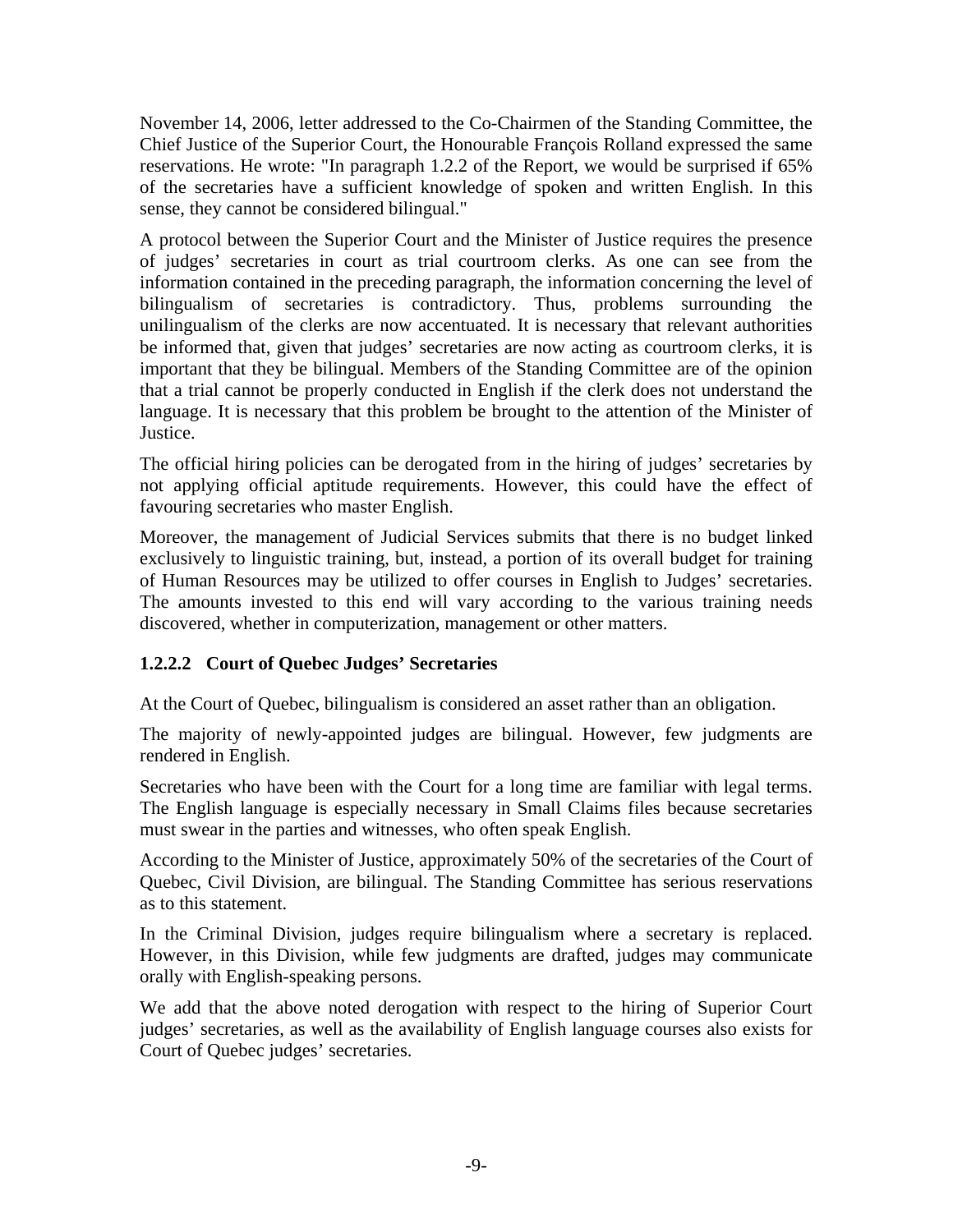November 14, 2006, letter addressed to the Co-Chairmen of the Standing Committee, the Chief Justice of the Superior Court, the Honourable François Rolland expressed the same reservations. He wrote: "In paragraph 1.2.2 of the Report, we would be surprised if 65% of the secretaries have a sufficient knowledge of spoken and written English. In this sense, they cannot be considered bilingual."

A protocol between the Superior Court and the Minister of Justice requires the presence of judges' secretaries in court as trial courtroom clerks. As one can see from the information contained in the preceding paragraph, the information concerning the level of bilingualism of secretaries is contradictory. Thus, problems surrounding the unilingualism of the clerks are now accentuated. It is necessary that relevant authorities be informed that, given that judges' secretaries are now acting as courtroom clerks, it is important that they be bilingual. Members of the Standing Committee are of the opinion that a trial cannot be properly conducted in English if the clerk does not understand the language. It is necessary that this problem be brought to the attention of the Minister of Justice.

The official hiring policies can be derogated from in the hiring of judges' secretaries by not applying official aptitude requirements. However, this could have the effect of favouring secretaries who master English.

Moreover, the management of Judicial Services submits that there is no budget linked exclusively to linguistic training, but, instead, a portion of its overall budget for training of Human Resources may be utilized to offer courses in English to Judges' secretaries. The amounts invested to this end will vary according to the various training needs discovered, whether in computerization, management or other matters.

#### 1.2.2.2 Court of Quebec Judges' Secretaries

At the Court of Quebec, bilingualism is considered an asset rather than an obligation.

The majority of newly-appointed judges are bilingual. However, few judgments are rendered in English.

Secretaries who have been with the Court for a long time are familiar with legal terms. The English language is especially necessary in Small Claims files because secretaries must swear in the parties and witnesses, who often speak English.

According to the Minister of Justice, approximately 50% of the secretaries of the Court of Quebec, Civil Division, are bilingual. The Standing Committee has serious reservations as to this statement.

In the Criminal Division, judges require bilingualism where a secretary is replaced. However, in this Division, while few judgments are drafted, judges may communicate orally with English-speaking persons.

We add that the above noted derogation with respect to the hiring of Superior Court judges' secretaries, as well as the availability of English language courses also exists for Court of Quebec judges' secretaries.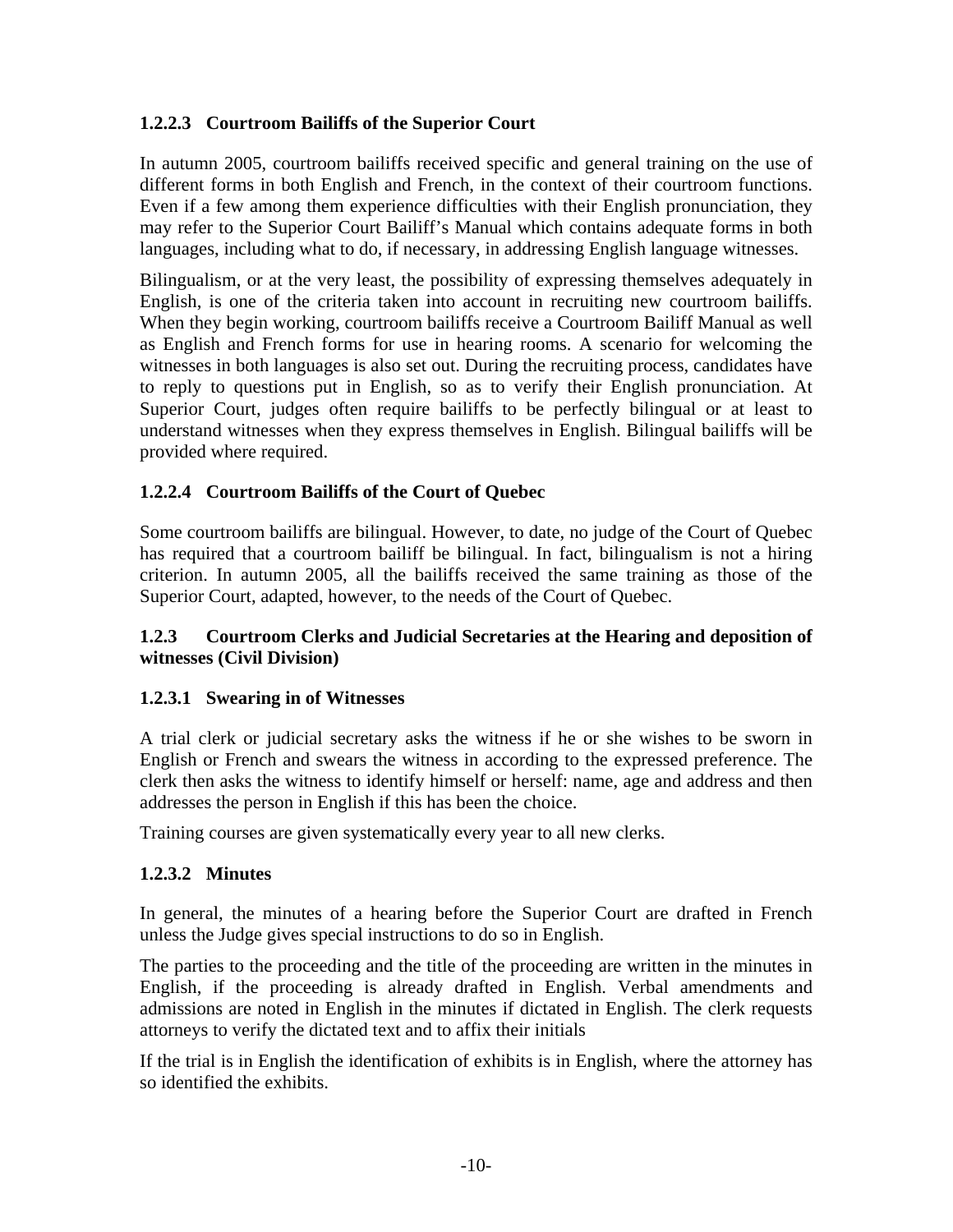#### 1.2.2.3 Courtroom Bailiffs of the Superior Court

In autumn 2005, courtroom bailiffs received specific and general training on the use of different forms in both English and French, in the context of their courtroom functions. Even if a few among them experience difficulties with their English pronunciation, they may refer to the Superior Court Bailiff's Manual which contains adequate forms in both languages, including what to do, if necessary, in addressing English language witnesses.

Bilingualism, or at the very least, the possibility of expressing themselves adequately in English, is one of the criteria taken into account in recruiting new courtroom bailiffs. When they begin working, courtroom bailiffs receive a Courtroom Bailiff Manual as well as English and French forms for use in hearing rooms. A scenario for welcoming the witnesses in both languages is also set out. During the recruiting process, candidates have to reply to questions put in English, so as to verify their English pronunciation. At Superior Court, judges often require bailiffs to be perfectly bilingual or at least to understand witnesses when they express themselves in English. Bilingual bailiffs will be provided where required.

#### 1.2.2.4 Courtroom Bailiffs of the Court of Quebec

Some courtroom bailiffs are bilingual. However, to date, no judge of the Court of Quebec has required that a courtroom bailiff be bilingual. In fact, bilingualism is not a hiring criterion. In autumn 2005, all the bailiffs received the same training as those of the Superior Court, adapted, however, to the needs of the Court of Quebec.

### 1.2.3 Courtroom Clerks and Judicial Secretaries at the Hearing and deposition of witnesses (Civil Division)

#### 1.2.3.1 Swearing in of Witnesses

A trial clerk or judicial secretary asks the witness if he or she wishes to be sworn in English or French and swears the witness in according to the expressed preference. The clerk then asks the witness to identify himself or herself: name, age and address and then addresses the person in English if this has been the choice.

Training courses are given systematically every year to all new clerks.

#### 1.2.3.2 Minutes

In general, the minutes of a hearing before the Superior Court are drafted in French unless the Judge gives special instructions to do so in English.

The parties to the proceeding and the title of the proceeding are written in the minutes in English, if the proceeding is already drafted in English. Verbal amendments and admissions are noted in English in the minutes if dictated in English. The clerk requests attorneys to verify the dictated text and to affix their initials

If the trial is in English the identification of exhibits is in English, where the attorney has so identified the exhibits.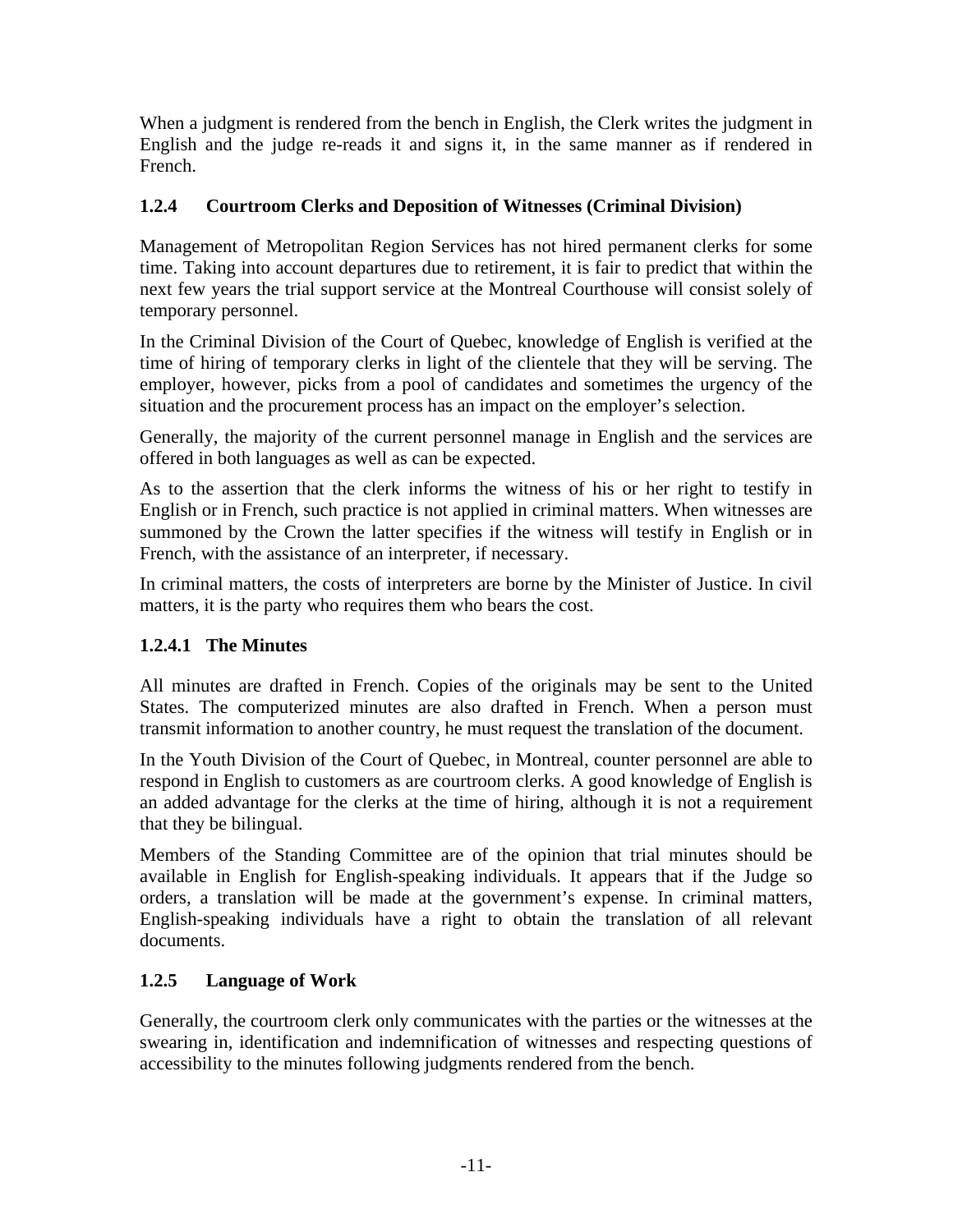When a judgment is rendered from the bench in English, the Clerk writes the judgment in English and the judge re-reads it and signs it, in the same manner as if rendered in French.

### 1.2.4 Courtroom Clerks and Deposition of Witnesses (Criminal Division)

Management of Metropolitan Region Services has not hired permanent clerks for some time. Taking into account departures due to retirement, it is fair to predict that within the next few years the trial support service at the Montreal Courthouse will consist solely of temporary personnel.

In the Criminal Division of the Court of Quebec, knowledge of English is verified at the time of hiring of temporary clerks in light of the clientele that they will be serving. The employer, however, picks from a pool of candidates and sometimes the urgency of the situation and the procurement process has an impact on the employer's selection.

Generally, the majority of the current personnel manage in English and the services are offered in both languages as well as can be expected.

As to the assertion that the clerk informs the witness of his or her right to testify in English or in French, such practice is not applied in criminal matters. When witnesses are summoned by the Crown the latter specifies if the witness will testify in English or in French, with the assistance of an interpreter, if necessary.

In criminal matters, the costs of interpreters are borne by the Minister of Justice. In civil matters, it is the party who requires them who bears the cost.

#### 1.2.4.1 The Minutes

All minutes are drafted in French. Copies of the originals may be sent to the United States. The computerized minutes are also drafted in French. When a person must transmit information to another country, he must request the translation of the document.

In the Youth Division of the Court of Quebec, in Montreal, counter personnel are able to respond in English to customers as are courtroom clerks. A good knowledge of English is an added advantage for the clerks at the time of hiring, although it is not a requirement that they be bilingual.

Members of the Standing Committee are of the opinion that trial minutes should be available in English for English-speaking individuals. It appears that if the Judge so orders, a translation will be made at the government's expense. In criminal matters, English-speaking individuals have a right to obtain the translation of all relevant documents.

### 1.2.5 Language of Work

Generally, the courtroom clerk only communicates with the parties or the witnesses at the swearing in, identification and indemnification of witnesses and respecting questions of accessibility to the minutes following judgments rendered from the bench.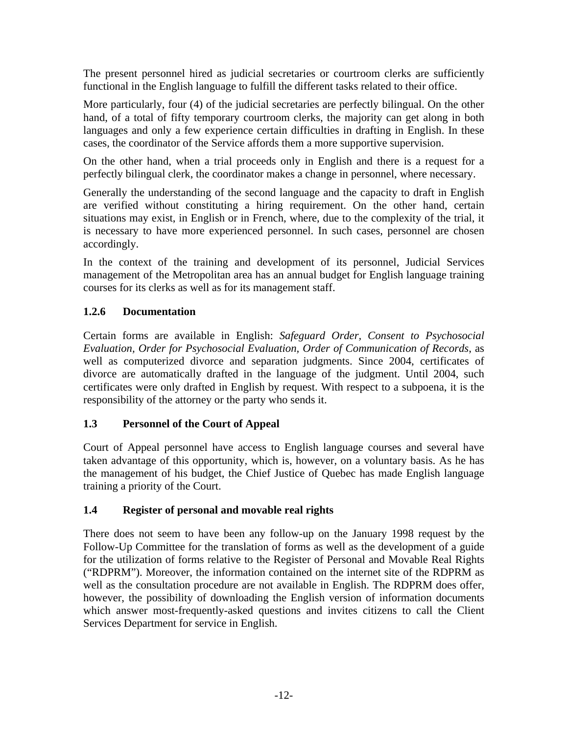The present personnel hired as judicial secretaries or courtroom clerks are sufficiently functional in the English language to fulfill the different tasks related to their office.

More particularly, four (4) of the judicial secretaries are perfectly bilingual. On the other hand, of a total of fifty temporary courtroom clerks, the majority can get along in both languages and only a few experience certain difficulties in drafting in English. In these cases, the coordinator of the Service affords them a more supportive supervision.

On the other hand, when a trial proceeds only in English and there is a request for a perfectly bilingual clerk, the coordinator makes a change in personnel, where necessary.

Generally the understanding of the second language and the capacity to draft in English are verified without constituting a hiring requirement. On the other hand, certain situations may exist, in English or in French, where, due to the complexity of the trial, it is necessary to have more experienced personnel. In such cases, personnel are chosen accordingly.

In the context of the training and development of its personnel, Judicial Services management of the Metropolitan area has an annual budget for English language training courses for its clerks as well as for its management staff.

#### 1.2.6 Documentation

Certain forms are available in English: *Safeguard Order, Consent to Psychosocial Evaluation, Order for Psychosocial Evaluation, Order of Communication of Records*, as well as computerized divorce and separation judgments. Since 2004, certificates of divorce are automatically drafted in the language of the judgment. Until 2004, such certificates were only drafted in English by request. With respect to a subpoena, it is the responsibility of the attorney or the party who sends it.

### 1.3 Personnel of the Court of Appeal

Court of Appeal personnel have access to English language courses and several have taken advantage of this opportunity, which is, however, on a voluntary basis. As he has the management of his budget, the Chief Justice of Quebec has made English language training a priority of the Court.

### 1.4 Register of personal and movable real rights

There does not seem to have been any follow-up on the January 1998 request by the Follow-Up Committee for the translation of forms as well as the development of a guide for the utilization of forms relative to the Register of Personal and Movable Real Rights ("RDPRM"). Moreover, the information contained on the internet site of the RDPRM as well as the consultation procedure are not available in English. The RDPRM does offer, however, the possibility of downloading the English version of information documents which answer most-frequently-asked questions and invites citizens to call the Client Services Department for service in English.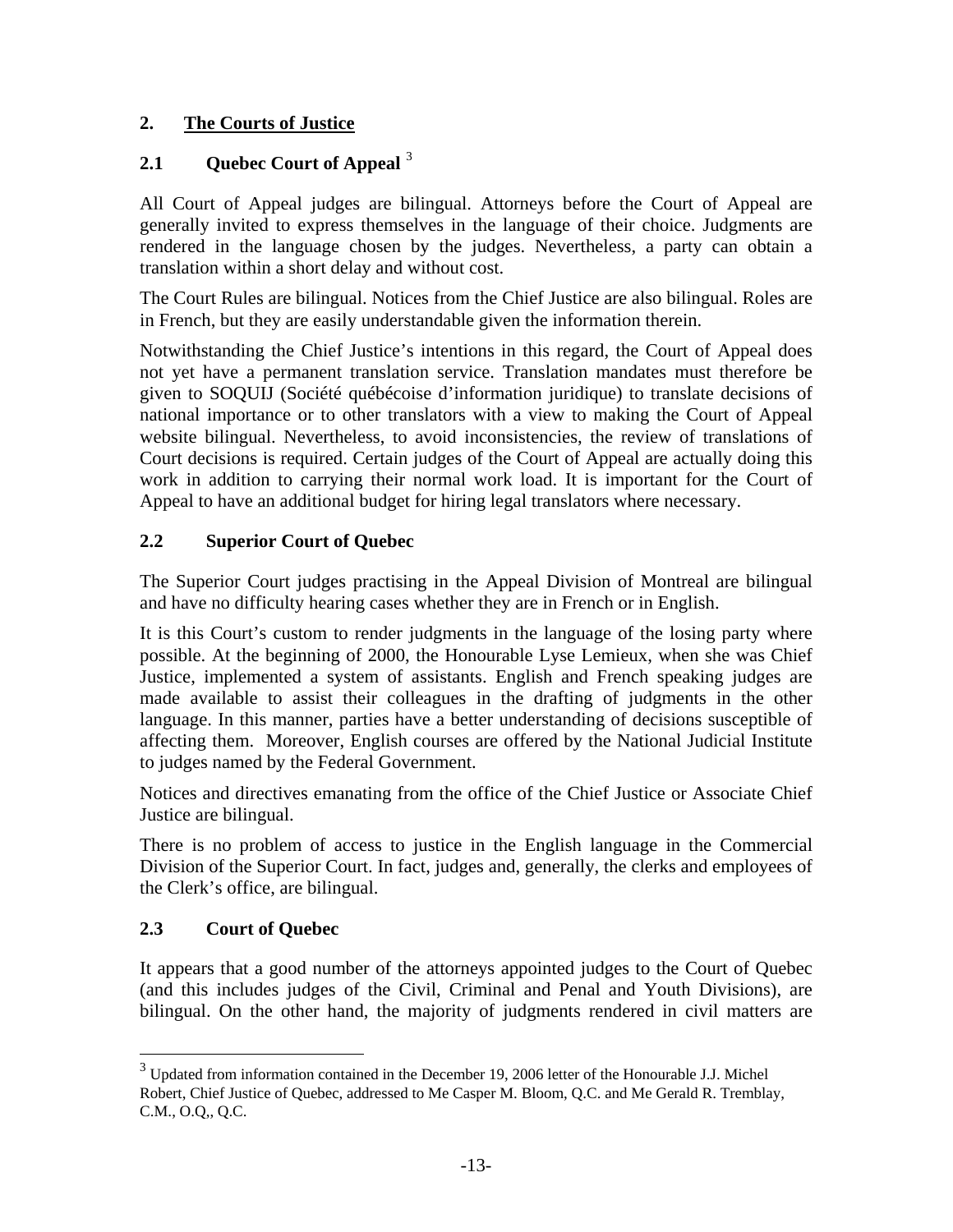## 2. The Courts of Justice

### 2.1 Quebec Court of Appeal [3]

All Court of Appeal judges are bilingual. Attorneys before the Court of Appeal are generally invited to express themselves in the language of their choice. Judgments are rendered in the language chosen by the judges. Nevertheless, a party can obtain a translation within a short delay and without cost.

The Court Rules are bilingual. Notices from the Chief Justice are also bilingual. Roles are in French, but they are easily understandable given the information therein.

Notwithstanding the Chief Justice's intentions in this regard, the Court of Appeal does not yet have a permanent translation service. Translation mandates must therefore be given to SOQUIJ (Société québécoise d'information juridique) to translate decisions of national importance or to other translators with a view to making the Court of Appeal website bilingual. Nevertheless, to avoid inconsistencies, the review of translations of Court decisions is required. Certain judges of the Court of Appeal are actually doing this work in addition to carrying their normal work load. It is important for the Court of Appeal to have an additional budget for hiring legal translators where necessary.

### 2.2 Superior Court of Quebec

The Superior Court judges practising in the Appeal Division of Montreal are bilingual and have no difficulty hearing cases whether they are in French or in English.

It is this Court's custom to render judgments in the language of the losing party where possible. At the beginning of 2000, the Honourable Lyse Lemieux, when she was Chief Justice, implemented a system of assistants. English and French speaking judges are made available to assist their colleagues in the drafting of judgments in the other language. In this manner, parties have a better understanding of decisions susceptible of affecting them. Moreover, English courses are offered by the National Judicial Institute to judges named by the Federal Government.

Notices and directives emanating from the office of the Chief Justice or Associate Chief Justice are bilingual.

There is no problem of access to justice in the English language in the Commercial Division of the Superior Court. In fact, judges and, generally, the clerks and employees of the Clerk's office, are bilingual.

### 2.3 Court of Quebec

It appears that a good number of the attorneys appointed judges to the Court of Quebec (and this includes judges of the Civil, Criminal and Penal and Youth Divisions), are bilingual. On the other hand, the majority of judgments rendered in civil matters are

---

[3] Updated from information contained in the December 19, 2006 letter of the Honourable J.J. Michel Robert, Chief Justice of Quebec, addressed to Me Casper M. Bloom, Q.C. and Me Gerald R. Tremblay, C.M., O.Q,, Q.C.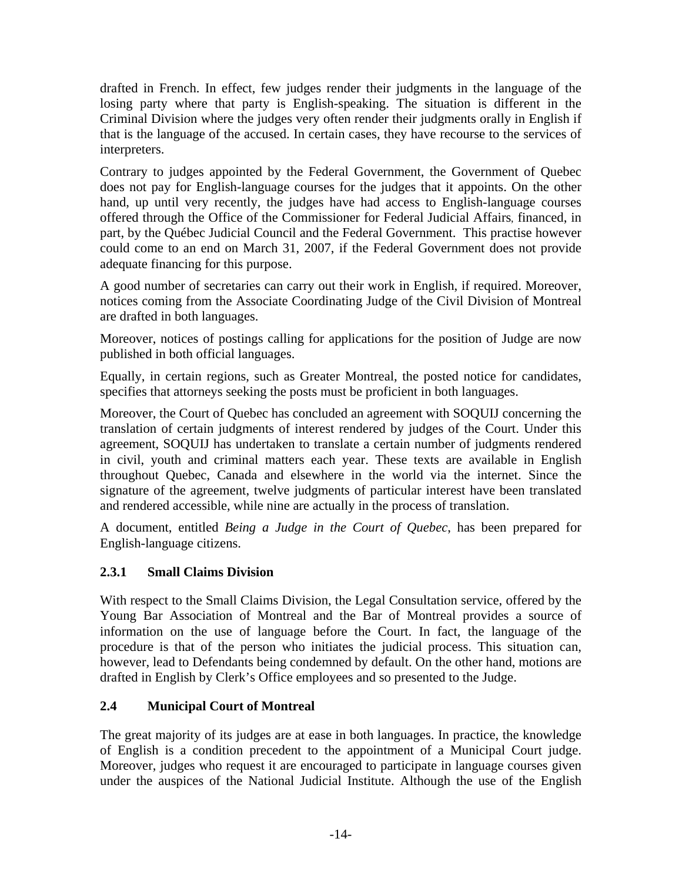drafted in French. In effect, few judges render their judgments in the language of the losing party where that party is English-speaking. The situation is different in the Criminal Division where the judges very often render their judgments orally in English if that is the language of the accused. In certain cases, they have recourse to the services of interpreters.

Contrary to judges appointed by the Federal Government, the Government of Quebec does not pay for English-language courses for the judges that it appoints. On the other hand, up until very recently, the judges have had access to English-language courses offered through the Office of the Commissioner for Federal Judicial Affairs, financed, in part, by the Québec Judicial Council and the Federal Government. This practise however could come to an end on March 31, 2007, if the Federal Government does not provide adequate financing for this purpose.

A good number of secretaries can carry out their work in English, if required. Moreover, notices coming from the Associate Coordinating Judge of the Civil Division of Montreal are drafted in both languages.

Moreover, notices of postings calling for applications for the position of Judge are now published in both official languages.

Equally, in certain regions, such as Greater Montreal, the posted notice for candidates, specifies that attorneys seeking the posts must be proficient in both languages.

Moreover, the Court of Quebec has concluded an agreement with SOQUIJ concerning the translation of certain judgments of interest rendered by judges of the Court. Under this agreement, SOQUIJ has undertaken to translate a certain number of judgments rendered in civil, youth and criminal matters each year. These texts are available in English throughout Quebec, Canada and elsewhere in the world via the internet. Since the signature of the agreement, twelve judgments of particular interest have been translated and rendered accessible, while nine are actually in the process of translation.

A document, entitled *Being a Judge in the Court of Quebec*, has been prepared for English-language citizens.

### 2.3.1 Small Claims Division

With respect to the Small Claims Division, the Legal Consultation service, offered by the Young Bar Association of Montreal and the Bar of Montreal provides a source of information on the use of language before the Court. In fact, the language of the procedure is that of the person who initiates the judicial process. This situation can, however, lead to Defendants being condemned by default. On the other hand, motions are drafted in English by Clerk's Office employees and so presented to the Judge.

## 2.4 Municipal Court of Montreal

The great majority of its judges are at ease in both languages. In practice, the knowledge of English is a condition precedent to the appointment of a Municipal Court judge. Moreover, judges who request it are encouraged to participate in language courses given under the auspices of the National Judicial Institute. Although the use of the English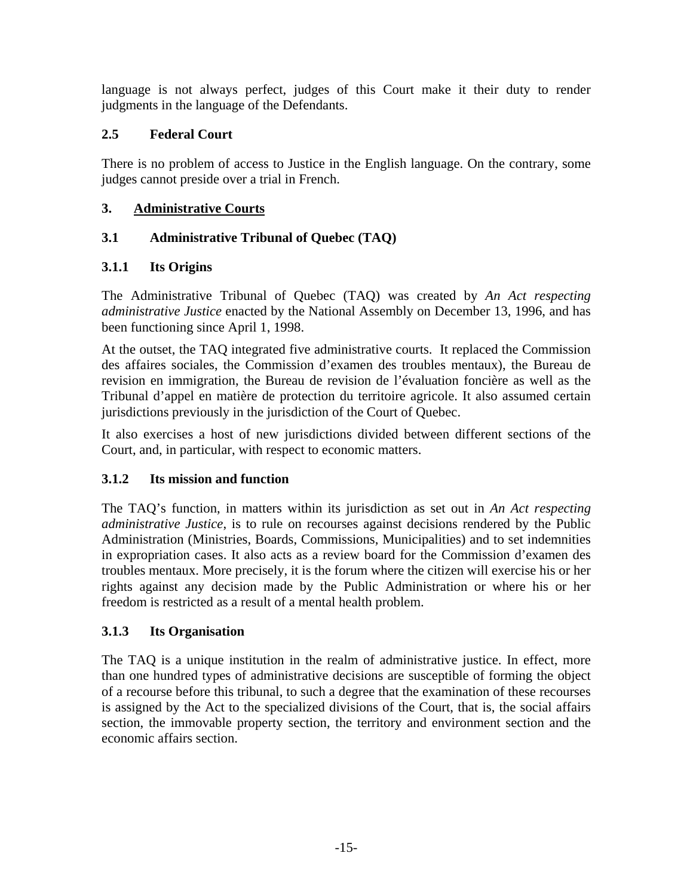language is not always perfect, judges of this Court make it their duty to render judgments in the language of the Defendants.

### 2.5 Federal Court

There is no problem of access to Justice in the English language. On the contrary, some judges cannot preside over a trial in French.

## 3. Administrative Courts

### 3.1 Administrative Tribunal of Quebec (TAQ)

#### 3.1.1 Its Origins

The Administrative Tribunal of Quebec (TAQ) was created by *An Act respecting administrative Justice* enacted by the National Assembly on December 13, 1996, and has been functioning since April 1, 1998.

At the outset, the TAQ integrated five administrative courts. It replaced the Commission des affaires sociales, the Commission d'examen des troubles mentaux), the Bureau de revision en immigration, the Bureau de revision de l'évaluation foncière as well as the Tribunal d'appel en matière de protection du territoire agricole. It also assumed certain jurisdictions previously in the jurisdiction of the Court of Quebec.

It also exercises a host of new jurisdictions divided between different sections of the Court, and, in particular, with respect to economic matters.

#### 3.1.2 Its mission and function

The TAQ's function, in matters within its jurisdiction as set out in *An Act respecting administrative Justice*, is to rule on recourses against decisions rendered by the Public Administration (Ministries, Boards, Commissions, Municipalities) and to set indemnities in expropriation cases. It also acts as a review board for the Commission d'examen des troubles mentaux. More precisely, it is the forum where the citizen will exercise his or her rights against any decision made by the Public Administration or where his or her freedom is restricted as a result of a mental health problem.

#### 3.1.3 Its Organisation

The TAQ is a unique institution in the realm of administrative justice. In effect, more than one hundred types of administrative decisions are susceptible of forming the object of a recourse before this tribunal, to such a degree that the examination of these recourses is assigned by the Act to the specialized divisions of the Court, that is, the social affairs section, the immovable property section, the territory and environment section and the economic affairs section.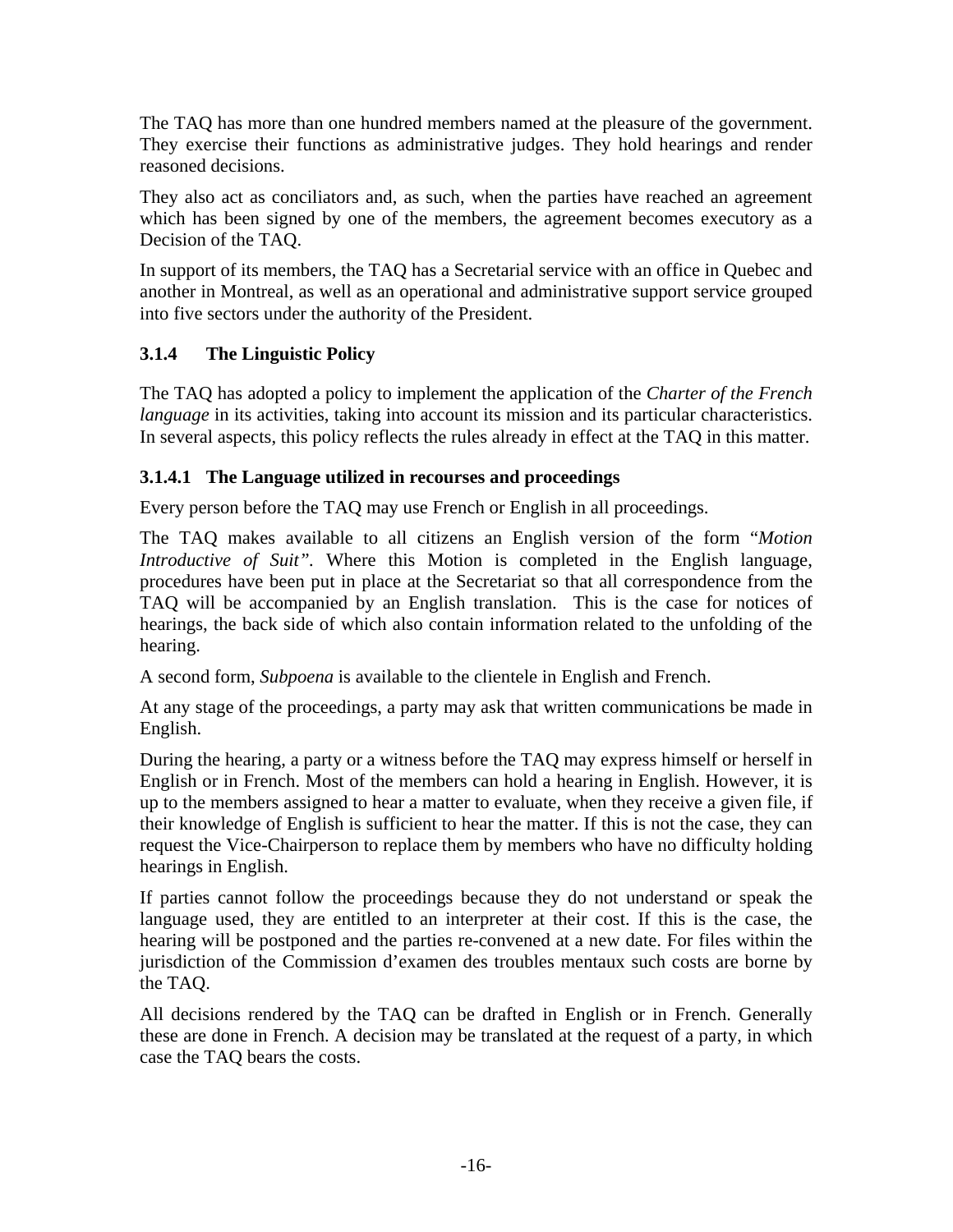The TAQ has more than one hundred members named at the pleasure of the government. They exercise their functions as administrative judges. They hold hearings and render reasoned decisions.

They also act as conciliators and, as such, when the parties have reached an agreement which has been signed by one of the members, the agreement becomes executory as a Decision of the TAQ.

In support of its members, the TAQ has a Secretarial service with an office in Quebec and another in Montreal, as well as an operational and administrative support service grouped into five sectors under the authority of the President.

### 3.1.4 The Linguistic Policy

The TAQ has adopted a policy to implement the application of the *Charter of the French language* in its activities, taking into account its mission and its particular characteristics. In several aspects, this policy reflects the rules already in effect at the TAQ in this matter.

#### 3.1.4.1 The Language utilized in recourses and proceedings

Every person before the TAQ may use French or English in all proceedings.

The TAQ makes available to all citizens an English version of the form "*Motion Introductive of Suit"*. Where this Motion is completed in the English language, procedures have been put in place at the Secretariat so that all correspondence from the TAQ will be accompanied by an English translation. This is the case for notices of hearings, the back side of which also contain information related to the unfolding of the hearing.

A second form, *Subpoena* is available to the clientele in English and French.

At any stage of the proceedings, a party may ask that written communications be made in English.

During the hearing, a party or a witness before the TAQ may express himself or herself in English or in French. Most of the members can hold a hearing in English. However, it is up to the members assigned to hear a matter to evaluate, when they receive a given file, if their knowledge of English is sufficient to hear the matter. If this is not the case, they can request the Vice-Chairperson to replace them by members who have no difficulty holding hearings in English.

If parties cannot follow the proceedings because they do not understand or speak the language used, they are entitled to an interpreter at their cost. If this is the case, the hearing will be postponed and the parties re-convened at a new date. For files within the jurisdiction of the Commission d'examen des troubles mentaux such costs are borne by the TAQ.

All decisions rendered by the TAQ can be drafted in English or in French. Generally these are done in French. A decision may be translated at the request of a party, in which case the TAQ bears the costs.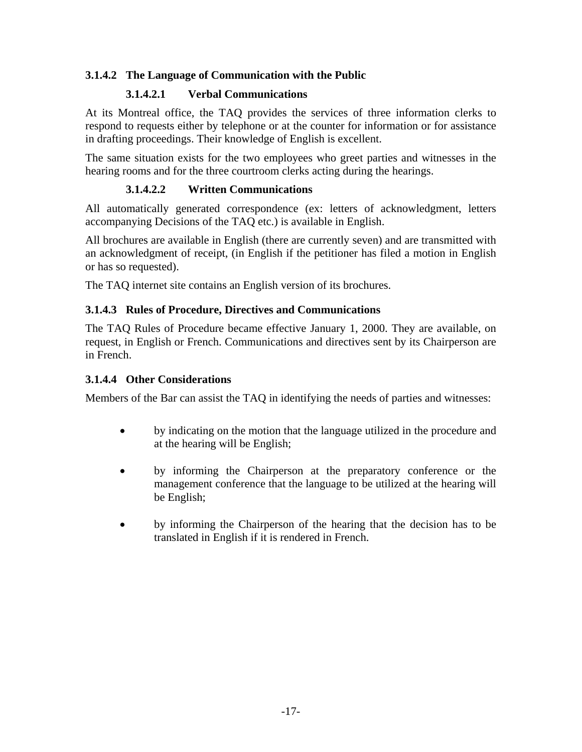### 3.1.4.2 The Language of Communication with the Public

#### 3.1.4.2.1 Verbal Communications

At its Montreal office, the TAQ provides the services of three information clerks to respond to requests either by telephone or at the counter for information or for assistance in drafting proceedings. Their knowledge of English is excellent.

The same situation exists for the two employees who greet parties and witnesses in the hearing rooms and for the three courtroom clerks acting during the hearings.

#### 3.1.4.2.2 Written Communications

All automatically generated correspondence (ex: letters of acknowledgment, letters accompanying Decisions of the TAQ etc.) is available in English.

All brochures are available in English (there are currently seven) and are transmitted with an acknowledgment of receipt, (in English if the petitioner has filed a motion in English or has so requested).

The TAQ internet site contains an English version of its brochures.

### 3.1.4.3 Rules of Procedure, Directives and Communications

The TAQ Rules of Procedure became effective January 1, 2000. They are available, on request, in English or French. Communications and directives sent by its Chairperson are in French.

### 3.1.4.4 Other Considerations

Members of the Bar can assist the TAQ in identifying the needs of parties and witnesses:

- by indicating on the motion that the language utilized in the procedure and at the hearing will be English;
- by informing the Chairperson at the preparatory conference or the management conference that the language to be utilized at the hearing will be English;
- by informing the Chairperson of the hearing that the decision has to be translated in English if it is rendered in French.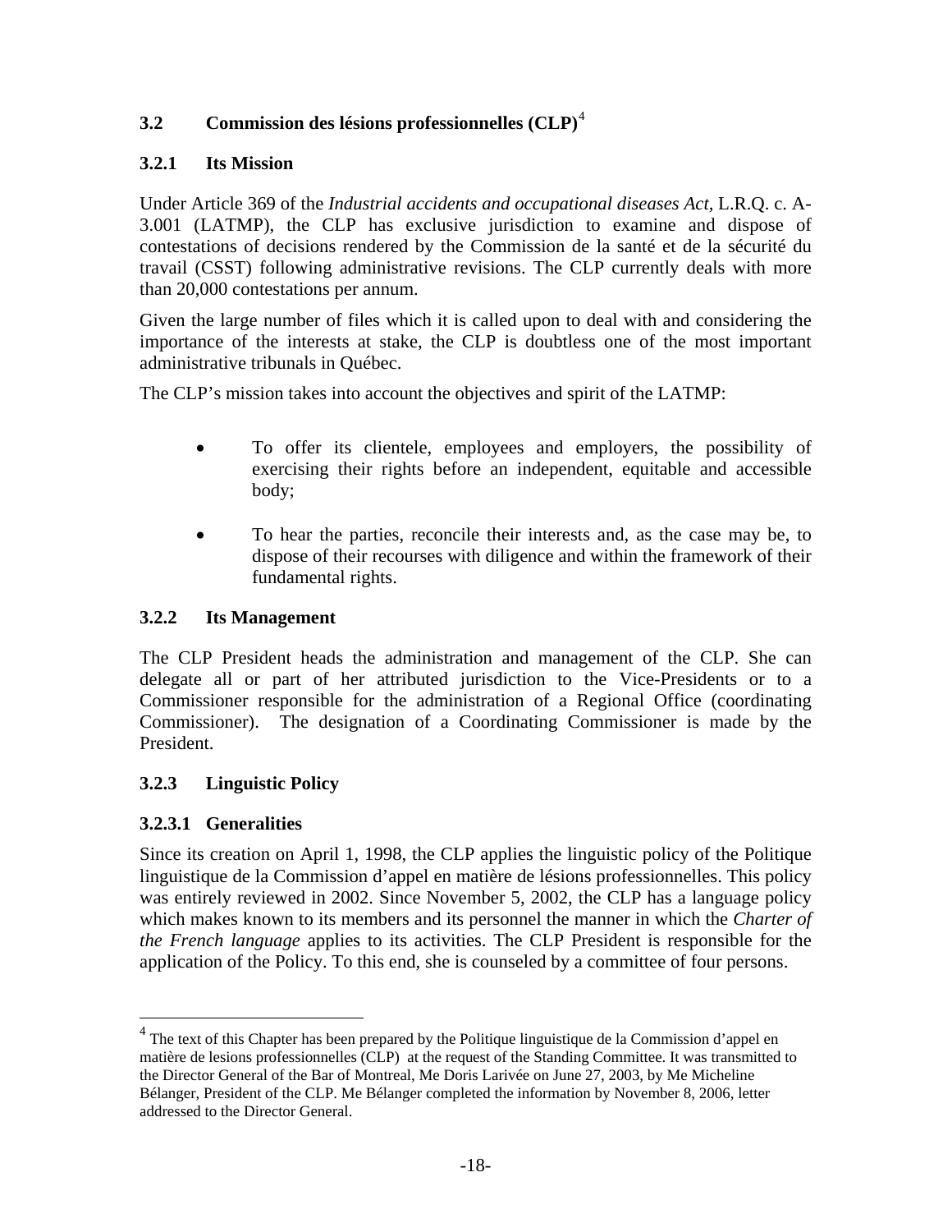## 3.2 Commission des lésions professionnelles (CLP)[4]

### 3.2.1 Its Mission

Under Article 369 of the *Industrial accidents and occupational diseases Act*, L.R.Q. c. A-3.001 (LATMP), the CLP has exclusive jurisdiction to examine and dispose of contestations of decisions rendered by the Commission de la santé et de la sécurité du travail (CSST) following administrative revisions. The CLP currently deals with more than 20,000 contestations per annum.

Given the large number of files which it is called upon to deal with and considering the importance of the interests at stake, the CLP is doubtless one of the most important administrative tribunals in Québec.

The CLP's mission takes into account the objectives and spirit of the LATMP:

- To offer its clientele, employees and employers, the possibility of exercising their rights before an independent, equitable and accessible body;
- To hear the parties, reconcile their interests and, as the case may be, to dispose of their recourses with diligence and within the framework of their fundamental rights.

### 3.2.2 Its Management

The CLP President heads the administration and management of the CLP. She can delegate all or part of her attributed jurisdiction to the Vice-Presidents or to a Commissioner responsible for the administration of a Regional Office (coordinating Commissioner). The designation of a Coordinating Commissioner is made by the President.

### 3.2.3 Linguistic Policy

#### 3.2.3.1 Generalities

Since its creation on April 1, 1998, the CLP applies the linguistic policy of the Politique linguistique de la Commission d'appel en matière de lésions professionnelles. This policy was entirely reviewed in 2002. Since November 5, 2002, the CLP has a language policy which makes known to its members and its personnel the manner in which the *Charter of the French language* applies to its activities. The CLP President is responsible for the application of the Policy. To this end, she is counseled by a committee of four persons.

[4] The text of this Chapter has been prepared by the Politique linguistique de la Commission d'appel en matière de lesions professionnelles (CLP) at the request of the Standing Committee. It was transmitted to the Director General of the Bar of Montreal, Me Doris Larivée on June 27, 2003, by Me Micheline Bélanger, President of the CLP. Me Bélanger completed the information by November 8, 2006, letter addressed to the Director General.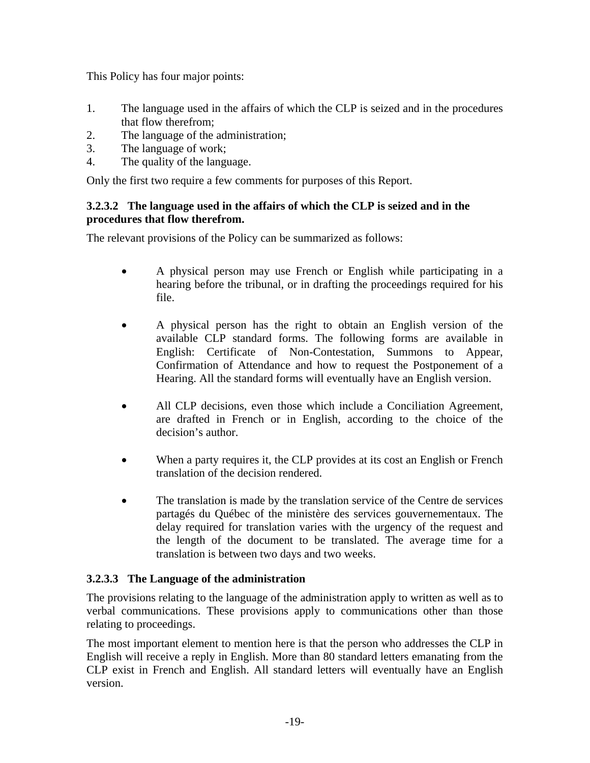This Policy has four major points:

1. The language used in the affairs of which the CLP is seized and in the procedures that flow therefrom;
2. The language of the administration;
3. The language of work;
4. The quality of the language.

Only the first two require a few comments for purposes of this Report.

#### 3.2.3.2 The language used in the affairs of which the CLP is seized and in the procedures that flow therefrom.

The relevant provisions of the Policy can be summarized as follows:

- A physical person may use French or English while participating in a hearing before the tribunal, or in drafting the proceedings required for his file.

- A physical person has the right to obtain an English version of the available CLP standard forms. The following forms are available in English: Certificate of Non-Contestation, Summons to Appear, Confirmation of Attendance and how to request the Postponement of a Hearing. All the standard forms will eventually have an English version.

- All CLP decisions, even those which include a Conciliation Agreement, are drafted in French or in English, according to the choice of the decision's author.

- When a party requires it, the CLP provides at its cost an English or French translation of the decision rendered.

- The translation is made by the translation service of the Centre de services partagés du Québec of the ministère des services gouvernementaux. The delay required for translation varies with the urgency of the request and the length of the document to be translated. The average time for a translation is between two days and two weeks.

#### 3.2.3.3 The Language of the administration

The provisions relating to the language of the administration apply to written as well as to verbal communications. These provisions apply to communications other than those relating to proceedings.

The most important element to mention here is that the person who addresses the CLP in English will receive a reply in English. More than 80 standard letters emanating from the CLP exist in French and English. All standard letters will eventually have an English version.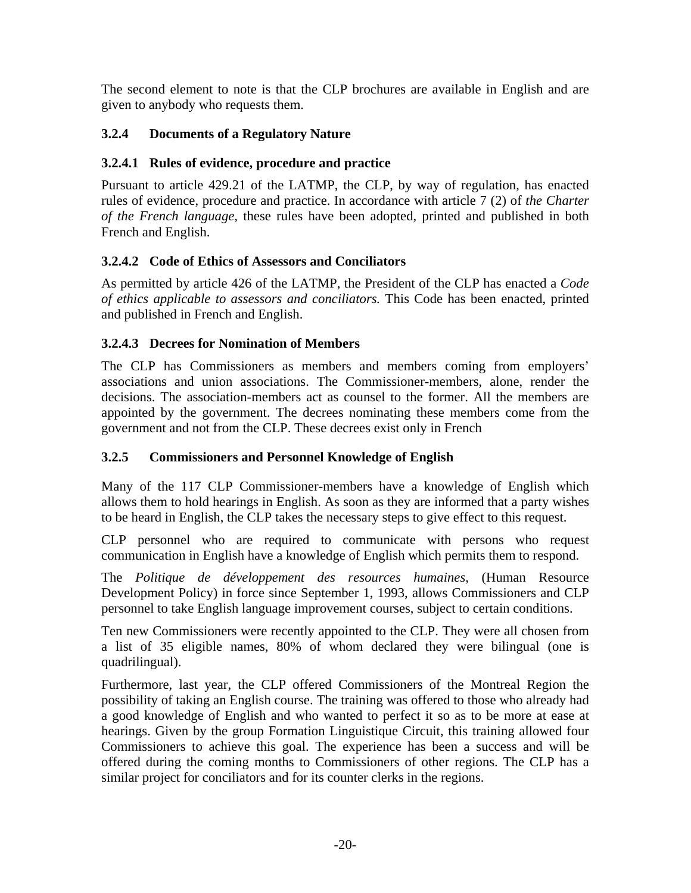The second element to note is that the CLP brochures are available in English and are given to anybody who requests them.

### 3.2.4 Documents of a Regulatory Nature

#### 3.2.4.1 Rules of evidence, procedure and practice

Pursuant to article 429.21 of the LATMP, the CLP, by way of regulation, has enacted rules of evidence, procedure and practice. In accordance with article 7 (2) of *the Charter of the French language,* these rules have been adopted, printed and published in both French and English.

#### 3.2.4.2 Code of Ethics of Assessors and Conciliators

As permitted by article 426 of the LATMP, the President of the CLP has enacted a *Code of ethics applicable to assessors and conciliators.* This Code has been enacted, printed and published in French and English.

#### 3.2.4.3 Decrees for Nomination of Members

The CLP has Commissioners as members and members coming from employers' associations and union associations. The Commissioner-members, alone, render the decisions. The association-members act as counsel to the former. All the members are appointed by the government. The decrees nominating these members come from the government and not from the CLP. These decrees exist only in French

### 3.2.5 Commissioners and Personnel Knowledge of English

Many of the 117 CLP Commissioner-members have a knowledge of English which allows them to hold hearings in English. As soon as they are informed that a party wishes to be heard in English, the CLP takes the necessary steps to give effect to this request.

CLP personnel who are required to communicate with persons who request communication in English have a knowledge of English which permits them to respond.

The *Politique de développement des resources humaines,* (Human Resource Development Policy) in force since September 1, 1993, allows Commissioners and CLP personnel to take English language improvement courses, subject to certain conditions.

Ten new Commissioners were recently appointed to the CLP. They were all chosen from a list of 35 eligible names, 80% of whom declared they were bilingual (one is quadrilingual).

Furthermore, last year, the CLP offered Commissioners of the Montreal Region the possibility of taking an English course. The training was offered to those who already had a good knowledge of English and who wanted to perfect it so as to be more at ease at hearings. Given by the group Formation Linguistique Circuit, this training allowed four Commissioners to achieve this goal. The experience has been a success and will be offered during the coming months to Commissioners of other regions. The CLP has a similar project for conciliators and for its counter clerks in the regions.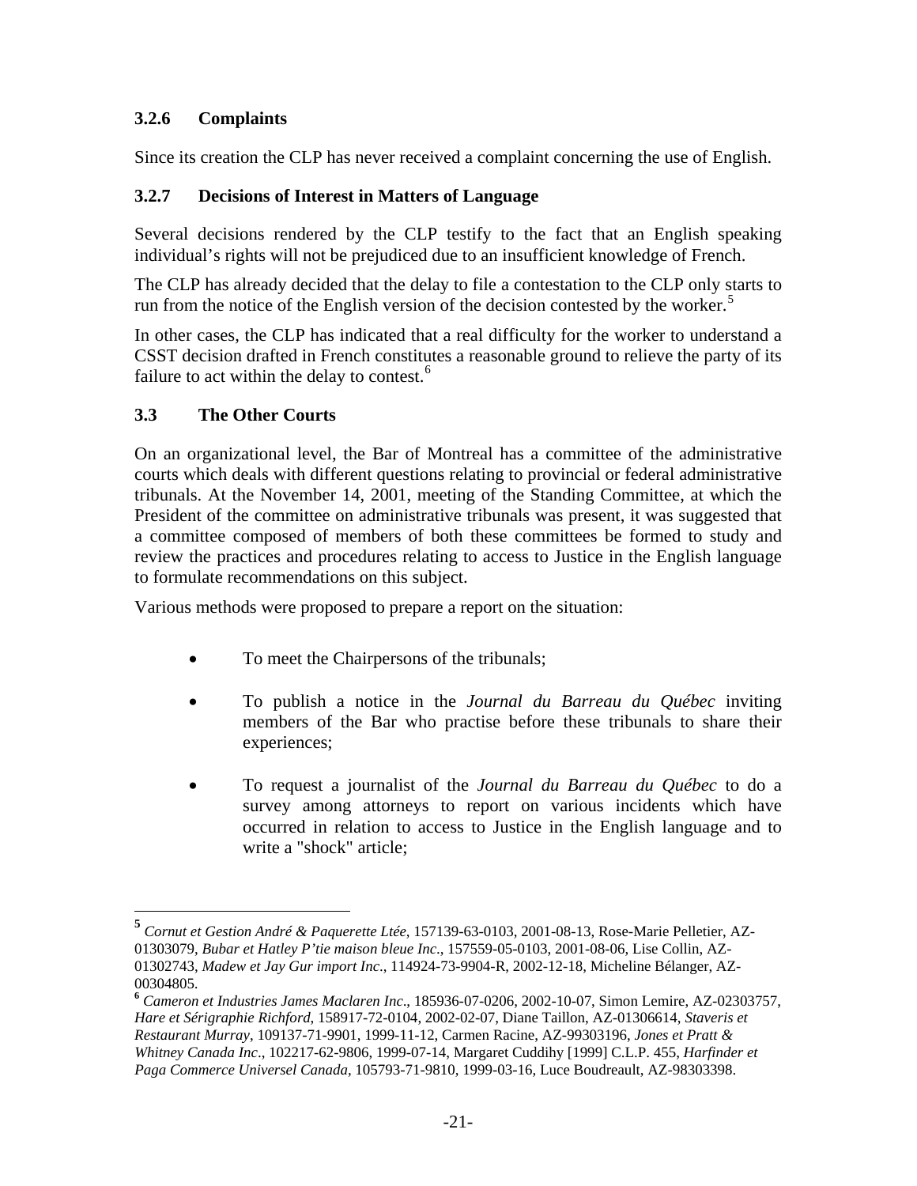### 3.2.6 Complaints

Since its creation the CLP has never received a complaint concerning the use of English.

### 3.2.7 Decisions of Interest in Matters of Language

Several decisions rendered by the CLP testify to the fact that an English speaking individual's rights will not be prejudiced due to an insufficient knowledge of French.

The CLP has already decided that the delay to file a contestation to the CLP only starts to run from the notice of the English version of the decision contested by the worker.[5]

In other cases, the CLP has indicated that a real difficulty for the worker to understand a CSST decision drafted in French constitutes a reasonable ground to relieve the party of its failure to act within the delay to contest.[6]

## 3.3 The Other Courts

On an organizational level, the Bar of Montreal has a committee of the administrative courts which deals with different questions relating to provincial or federal administrative tribunals. At the November 14, 2001, meeting of the Standing Committee, at which the President of the committee on administrative tribunals was present, it was suggested that a committee composed of members of both these committees be formed to study and review the practices and procedures relating to access to Justice in the English language to formulate recommendations on this subject.

Various methods were proposed to prepare a report on the situation:

- To meet the Chairpersons of the tribunals;
- To publish a notice in the *Journal du Barreau du Québec* inviting members of the Bar who practise before these tribunals to share their experiences;
- To request a journalist of the *Journal du Barreau du Québec* to do a survey among attorneys to report on various incidents which have occurred in relation to access to Justice in the English language and to write a "shock" article;

---

[5] *Cornut et Gestion André & Paquerette Ltée*, 157139-63-0103, 2001-08-13, Rose-Marie Pelletier, AZ-01303079, *Bubar et Hatley P'tie maison bleue Inc*., 157559-05-0103, 2001-08-06, Lise Collin, AZ-01302743, *Madew et Jay Gur import Inc*., 114924-73-9904-R, 2002-12-18, Micheline Bélanger, AZ-00304805.

[6] *Cameron et Industries James Maclaren Inc*., 185936-07-0206, 2002-10-07, Simon Lemire, AZ-02303757, *Hare et Sérigraphie Richford*, 158917-72-0104, 2002-02-07, Diane Taillon, AZ-01306614, *Staveris et Restaurant Murray*, 109137-71-9901, 1999-11-12, Carmen Racine, AZ-99303196, *Jones et Pratt & Whitney Canada Inc*., 102217-62-9806, 1999-07-14, Margaret Cuddihy [1999] C.L.P. 455, *Harfinder et Paga Commerce Universel Canada*, 105793-71-9810, 1999-03-16, Luce Boudreault, AZ-98303398.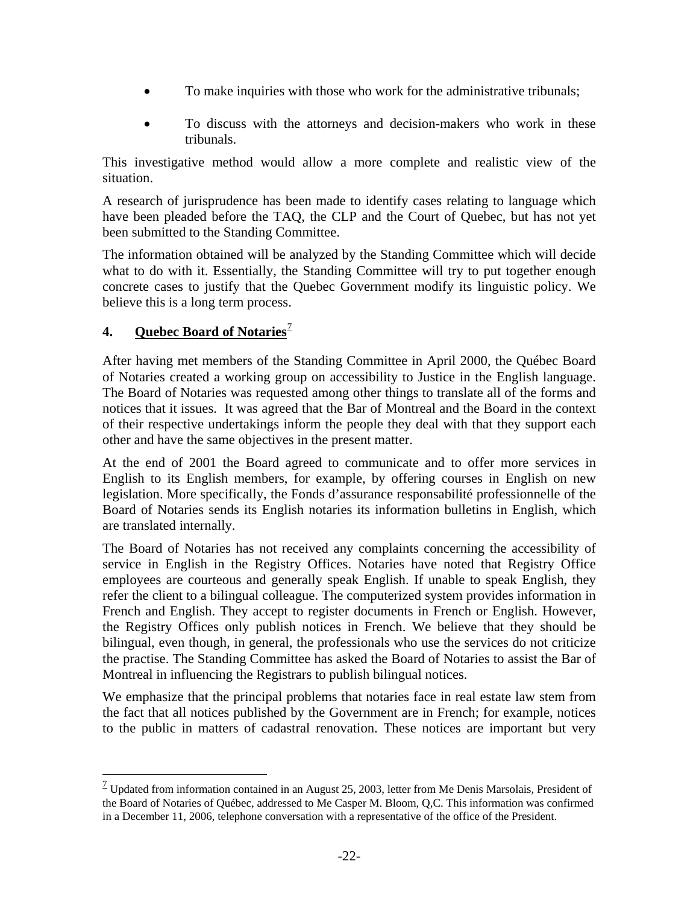- To make inquiries with those who work for the administrative tribunals;
- To discuss with the attorneys and decision-makers who work in these tribunals.

This investigative method would allow a more complete and realistic view of the situation.

A research of jurisprudence has been made to identify cases relating to language which have been pleaded before the TAQ, the CLP and the Court of Quebec, but has not yet been submitted to the Standing Committee.

The information obtained will be analyzed by the Standing Committee which will decide what to do with it. Essentially, the Standing Committee will try to put together enough concrete cases to justify that the Quebec Government modify its linguistic policy. We believe this is a long term process.

## 4. Quebec Board of Notaries[7]

After having met members of the Standing Committee in April 2000, the Québec Board of Notaries created a working group on accessibility to Justice in the English language. The Board of Notaries was requested among other things to translate all of the forms and notices that it issues. It was agreed that the Bar of Montreal and the Board in the context of their respective undertakings inform the people they deal with that they support each other and have the same objectives in the present matter.

At the end of 2001 the Board agreed to communicate and to offer more services in English to its English members, for example, by offering courses in English on new legislation. More specifically, the Fonds d'assurance responsabilité professionnelle of the Board of Notaries sends its English notaries its information bulletins in English, which are translated internally.

The Board of Notaries has not received any complaints concerning the accessibility of service in English in the Registry Offices. Notaries have noted that Registry Office employees are courteous and generally speak English. If unable to speak English, they refer the client to a bilingual colleague. The computerized system provides information in French and English. They accept to register documents in French or English. However, the Registry Offices only publish notices in French. We believe that they should be bilingual, even though, in general, the professionals who use the services do not criticize the practise. The Standing Committee has asked the Board of Notaries to assist the Bar of Montreal in influencing the Registrars to publish bilingual notices.

We emphasize that the principal problems that notaries face in real estate law stem from the fact that all notices published by the Government are in French; for example, notices to the public in matters of cadastral renovation. These notices are important but very

---

[7] Updated from information contained in an August 25, 2003, letter from Me Denis Marsolais, President of the Board of Notaries of Québec, addressed to Me Casper M. Bloom, Q,C. This information was confirmed in a December 11, 2006, telephone conversation with a representative of the office of the President.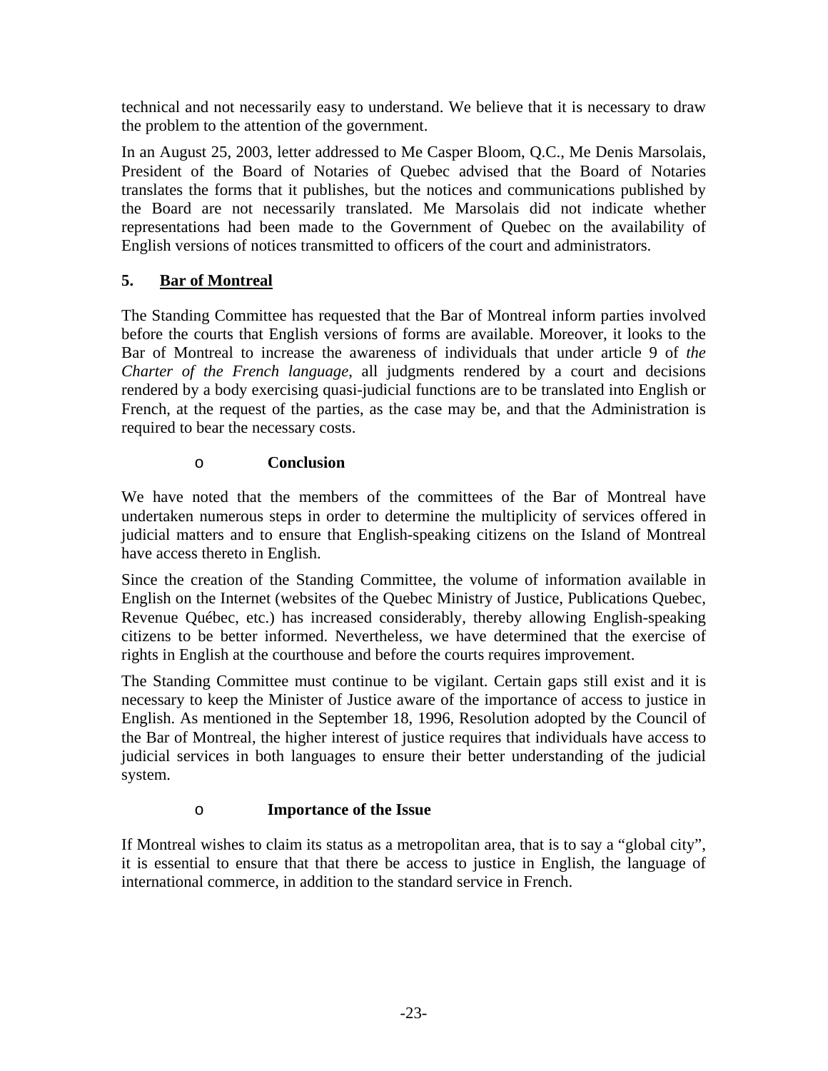technical and not necessarily easy to understand. We believe that it is necessary to draw the problem to the attention of the government.

In an August 25, 2003, letter addressed to Me Casper Bloom, Q.C., Me Denis Marsolais, President of the Board of Notaries of Quebec advised that the Board of Notaries translates the forms that it publishes, but the notices and communications published by the Board are not necessarily translated. Me Marsolais did not indicate whether representations had been made to the Government of Quebec on the availability of English versions of notices transmitted to officers of the court and administrators.

## 5. Bar of Montreal

The Standing Committee has requested that the Bar of Montreal inform parties involved before the courts that English versions of forms are available. Moreover, it looks to the Bar of Montreal to increase the awareness of individuals that under article 9 of *the Charter of the French language*, all judgments rendered by a court and decisions rendered by a body exercising quasi-judicial functions are to be translated into English or French, at the request of the parties, as the case may be, and that the Administration is required to bear the necessary costs.

- **Conclusion**

We have noted that the members of the committees of the Bar of Montreal have undertaken numerous steps in order to determine the multiplicity of services offered in judicial matters and to ensure that English-speaking citizens on the Island of Montreal have access thereto in English.

Since the creation of the Standing Committee, the volume of information available in English on the Internet (websites of the Quebec Ministry of Justice, Publications Quebec, Revenue Québec, etc.) has increased considerably, thereby allowing English-speaking citizens to be better informed. Nevertheless, we have determined that the exercise of rights in English at the courthouse and before the courts requires improvement.

The Standing Committee must continue to be vigilant. Certain gaps still exist and it is necessary to keep the Minister of Justice aware of the importance of access to justice in English. As mentioned in the September 18, 1996, Resolution adopted by the Council of the Bar of Montreal, the higher interest of justice requires that individuals have access to judicial services in both languages to ensure their better understanding of the judicial system.

- **Importance of the Issue**

If Montreal wishes to claim its status as a metropolitan area, that is to say a "global city", it is essential to ensure that that there be access to justice in English, the language of international commerce, in addition to the standard service in French.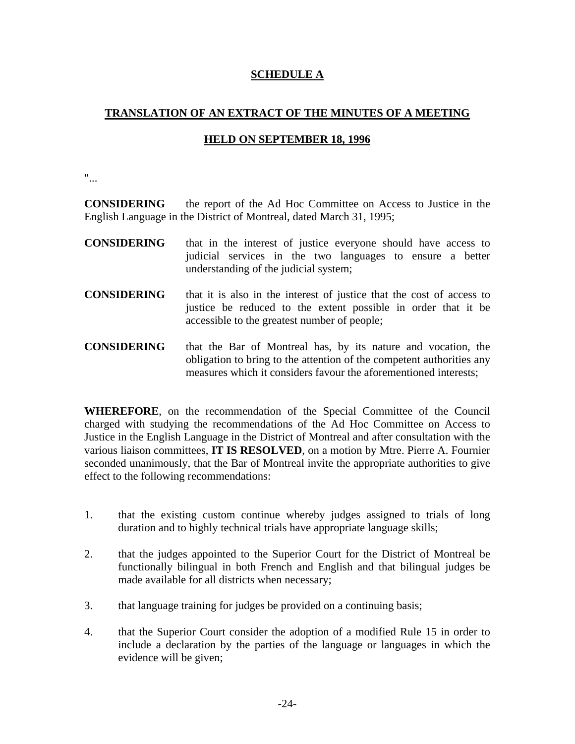**SCHEDULE A**

**TRANSLATION OF AN EXTRACT OF THE MINUTES OF A MEETING**

**HELD ON SEPTEMBER 18, 1996**

"...

**CONSIDERING** the report of the Ad Hoc Committee on Access to Justice in the English Language in the District of Montreal, dated March 31, 1995;

**CONSIDERING** that in the interest of justice everyone should have access to judicial services in the two languages to ensure a better understanding of the judicial system;

**CONSIDERING** that it is also in the interest of justice that the cost of access to justice be reduced to the extent possible in order that it be accessible to the greatest number of people;

**CONSIDERING** that the Bar of Montreal has, by its nature and vocation, the obligation to bring to the attention of the competent authorities any measures which it considers favour the aforementioned interests;

**WHEREFORE**, on the recommendation of the Special Committee of the Council charged with studying the recommendations of the Ad Hoc Committee on Access to Justice in the English Language in the District of Montreal and after consultation with the various liaison committees, **IT IS RESOLVED**, on a motion by Mtre. Pierre A. Fournier seconded unanimously, that the Bar of Montreal invite the appropriate authorities to give effect to the following recommendations:

1. that the existing custom continue whereby judges assigned to trials of long duration and to highly technical trials have appropriate language skills;

2. that the judges appointed to the Superior Court for the District of Montreal be functionally bilingual in both French and English and that bilingual judges be made available for all districts when necessary;

3. that language training for judges be provided on a continuing basis;

4. that the Superior Court consider the adoption of a modified Rule 15 in order to include a declaration by the parties of the language or languages in which the evidence will be given;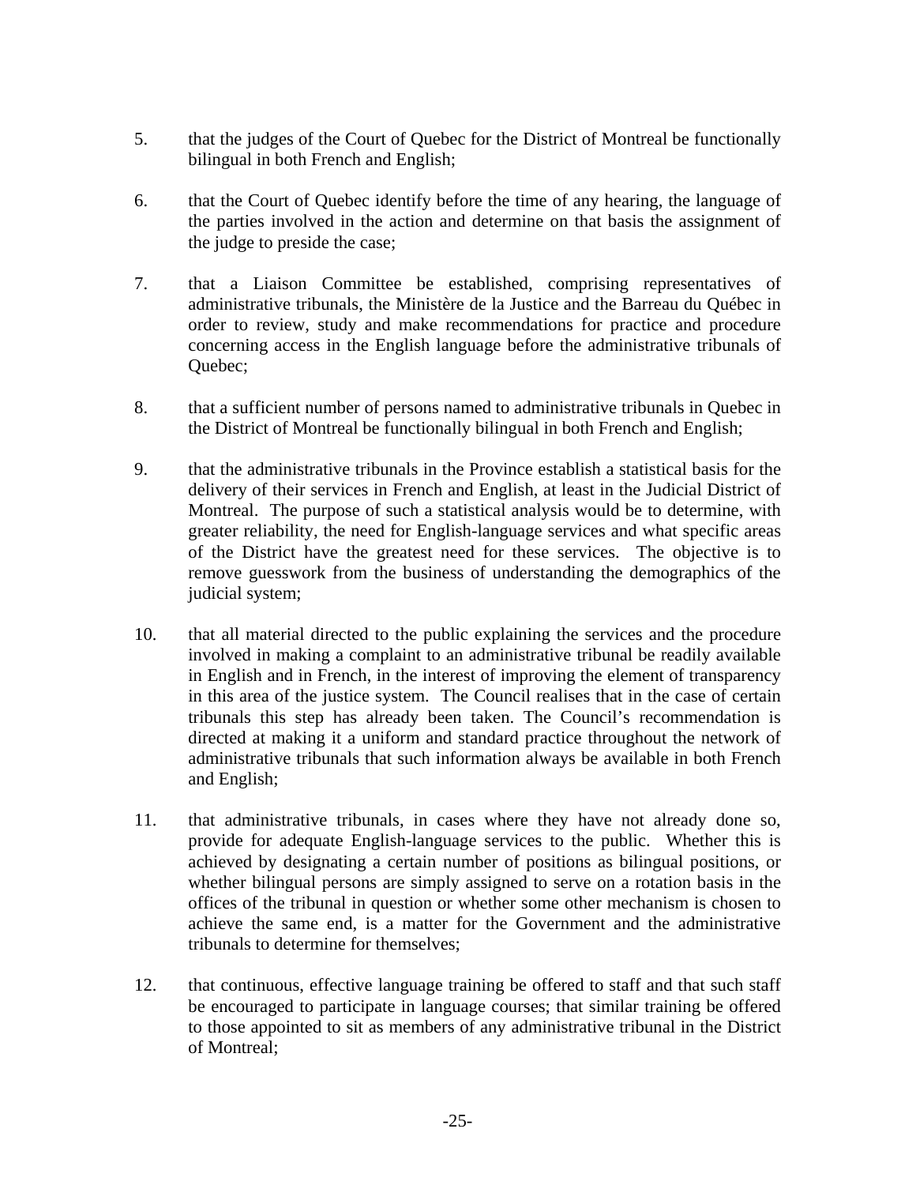5. that the judges of the Court of Quebec for the District of Montreal be functionally bilingual in both French and English;

6. that the Court of Quebec identify before the time of any hearing, the language of the parties involved in the action and determine on that basis the assignment of the judge to preside the case;

7. that a Liaison Committee be established, comprising representatives of administrative tribunals, the Ministère de la Justice and the Barreau du Québec in order to review, study and make recommendations for practice and procedure concerning access in the English language before the administrative tribunals of Quebec;

8. that a sufficient number of persons named to administrative tribunals in Quebec in the District of Montreal be functionally bilingual in both French and English;

9. that the administrative tribunals in the Province establish a statistical basis for the delivery of their services in French and English, at least in the Judicial District of Montreal. The purpose of such a statistical analysis would be to determine, with greater reliability, the need for English-language services and what specific areas of the District have the greatest need for these services. The objective is to remove guesswork from the business of understanding the demographics of the judicial system;

10. that all material directed to the public explaining the services and the procedure involved in making a complaint to an administrative tribunal be readily available in English and in French, in the interest of improving the element of transparency in this area of the justice system. The Council realises that in the case of certain tribunals this step has already been taken. The Council's recommendation is directed at making it a uniform and standard practice throughout the network of administrative tribunals that such information always be available in both French and English;

11. that administrative tribunals, in cases where they have not already done so, provide for adequate English-language services to the public. Whether this is achieved by designating a certain number of positions as bilingual positions, or whether bilingual persons are simply assigned to serve on a rotation basis in the offices of the tribunal in question or whether some other mechanism is chosen to achieve the same end, is a matter for the Government and the administrative tribunals to determine for themselves;

12. that continuous, effective language training be offered to staff and that such staff be encouraged to participate in language courses; that similar training be offered to those appointed to sit as members of any administrative tribunal in the District of Montreal;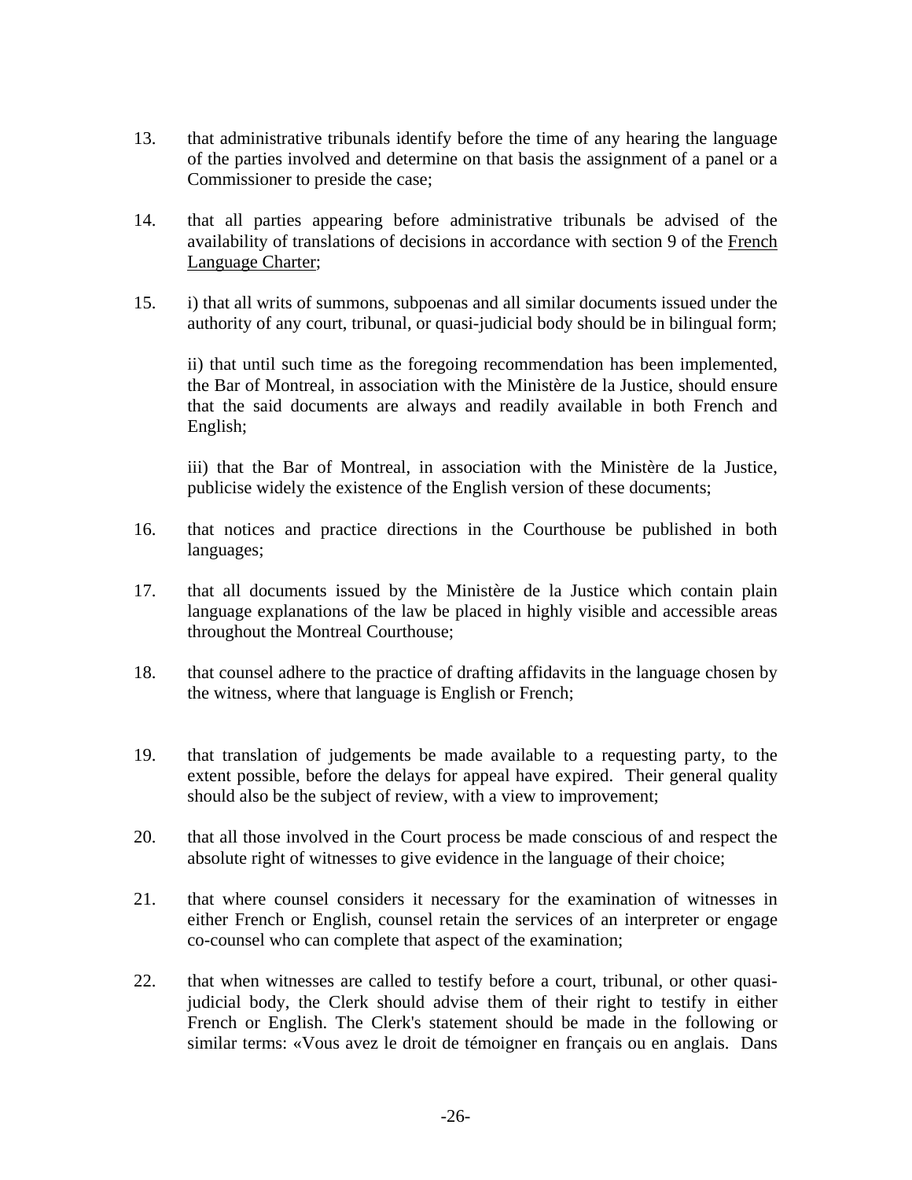13. that administrative tribunals identify before the time of any hearing the language of the parties involved and determine on that basis the assignment of a panel or a Commissioner to preside the case;

14. that all parties appearing before administrative tribunals be advised of the availability of translations of decisions in accordance with section 9 of the French Language Charter;

15. i) that all writs of summons, subpoenas and all similar documents issued under the authority of any court, tribunal, or quasi-judicial body should be in bilingual form;

    ii) that until such time as the foregoing recommendation has been implemented, the Bar of Montreal, in association with the Ministère de la Justice, should ensure that the said documents are always and readily available in both French and English;

    iii) that the Bar of Montreal, in association with the Ministère de la Justice, publicise widely the existence of the English version of these documents;

16. that notices and practice directions in the Courthouse be published in both languages;

17. that all documents issued by the Ministère de la Justice which contain plain language explanations of the law be placed in highly visible and accessible areas throughout the Montreal Courthouse;

18. that counsel adhere to the practice of drafting affidavits in the language chosen by the witness, where that language is English or French;

19. that translation of judgements be made available to a requesting party, to the extent possible, before the delays for appeal have expired. Their general quality should also be the subject of review, with a view to improvement;

20. that all those involved in the Court process be made conscious of and respect the absolute right of witnesses to give evidence in the language of their choice;

21. that where counsel considers it necessary for the examination of witnesses in either French or English, counsel retain the services of an interpreter or engage co-counsel who can complete that aspect of the examination;

22. that when witnesses are called to testify before a court, tribunal, or other quasi-judicial body, the Clerk should advise them of their right to testify in either French or English. The Clerk's statement should be made in the following or similar terms: «Vous avez le droit de témoigner en français ou en anglais. Dans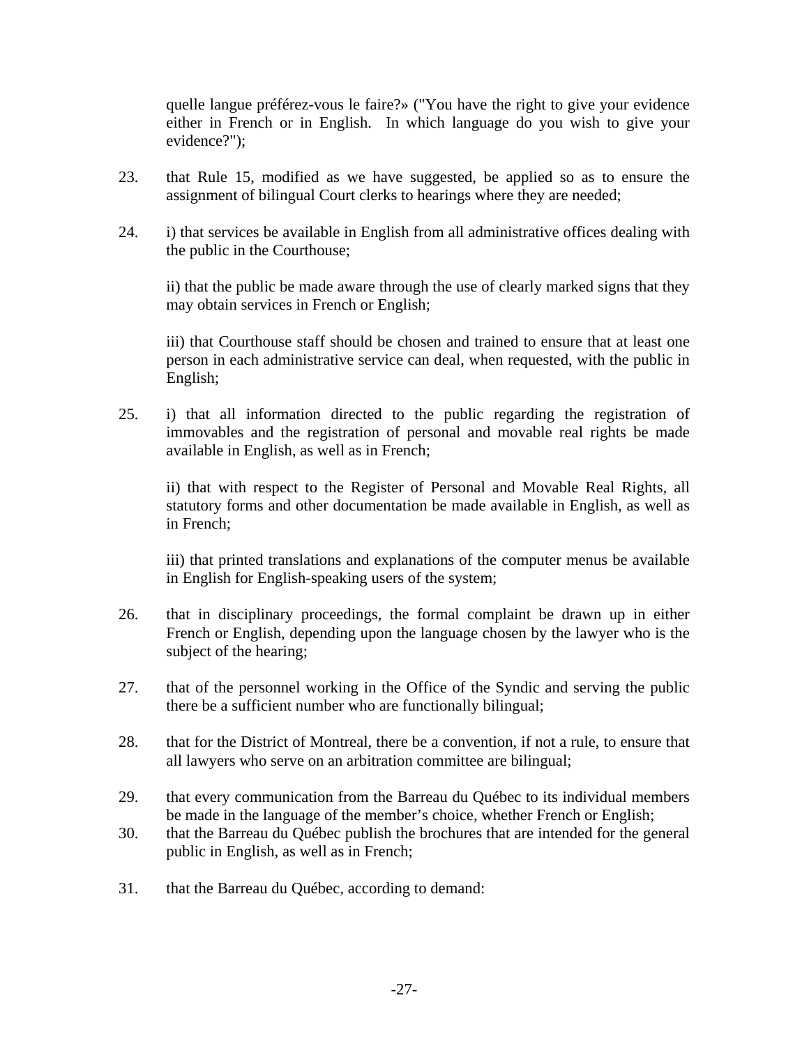quelle langue préférez-vous le faire?» ("You have the right to give your evidence either in French or in English. In which language do you wish to give your evidence?");

23. that Rule 15, modified as we have suggested, be applied so as to ensure the assignment of bilingual Court clerks to hearings where they are needed;

24. i) that services be available in English from all administrative offices dealing with the public in the Courthouse;

    ii) that the public be made aware through the use of clearly marked signs that they may obtain services in French or English;

    iii) that Courthouse staff should be chosen and trained to ensure that at least one person in each administrative service can deal, when requested, with the public in English;

25. i) that all information directed to the public regarding the registration of immovables and the registration of personal and movable real rights be made available in English, as well as in French;

    ii) that with respect to the Register of Personal and Movable Real Rights, all statutory forms and other documentation be made available in English, as well as in French;

    iii) that printed translations and explanations of the computer menus be available in English for English-speaking users of the system;

26. that in disciplinary proceedings, the formal complaint be drawn up in either French or English, depending upon the language chosen by the lawyer who is the subject of the hearing;

27. that of the personnel working in the Office of the Syndic and serving the public there be a sufficient number who are functionally bilingual;

28. that for the District of Montreal, there be a convention, if not a rule, to ensure that all lawyers who serve on an arbitration committee are bilingual;

29. that every communication from the Barreau du Québec to its individual members be made in the language of the member's choice, whether French or English;

30. that the Barreau du Québec publish the brochures that are intended for the general public in English, as well as in French;

31. that the Barreau du Québec, according to demand: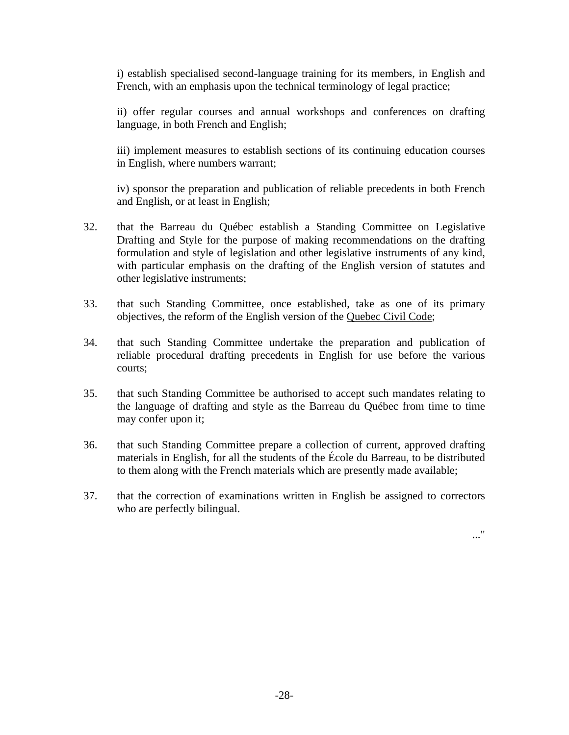i) establish specialised second-language training for its members, in English and French, with an emphasis upon the technical terminology of legal practice;

ii) offer regular courses and annual workshops and conferences on drafting language, in both French and English;

iii) implement measures to establish sections of its continuing education courses in English, where numbers warrant;

iv) sponsor the preparation and publication of reliable precedents in both French and English, or at least in English;

32. that the Barreau du Québec establish a Standing Committee on Legislative Drafting and Style for the purpose of making recommendations on the drafting formulation and style of legislation and other legislative instruments of any kind, with particular emphasis on the drafting of the English version of statutes and other legislative instruments;

33. that such Standing Committee, once established, take as one of its primary objectives, the reform of the English version of the Quebec Civil Code;

34. that such Standing Committee undertake the preparation and publication of reliable procedural drafting precedents in English for use before the various courts;

35. that such Standing Committee be authorised to accept such mandates relating to the language of drafting and style as the Barreau du Québec from time to time may confer upon it;

36. that such Standing Committee prepare a collection of current, approved drafting materials in English, for all the students of the École du Barreau, to be distributed to them along with the French materials which are presently made available;

37. that the correction of examinations written in English be assigned to correctors who are perfectly bilingual.

..."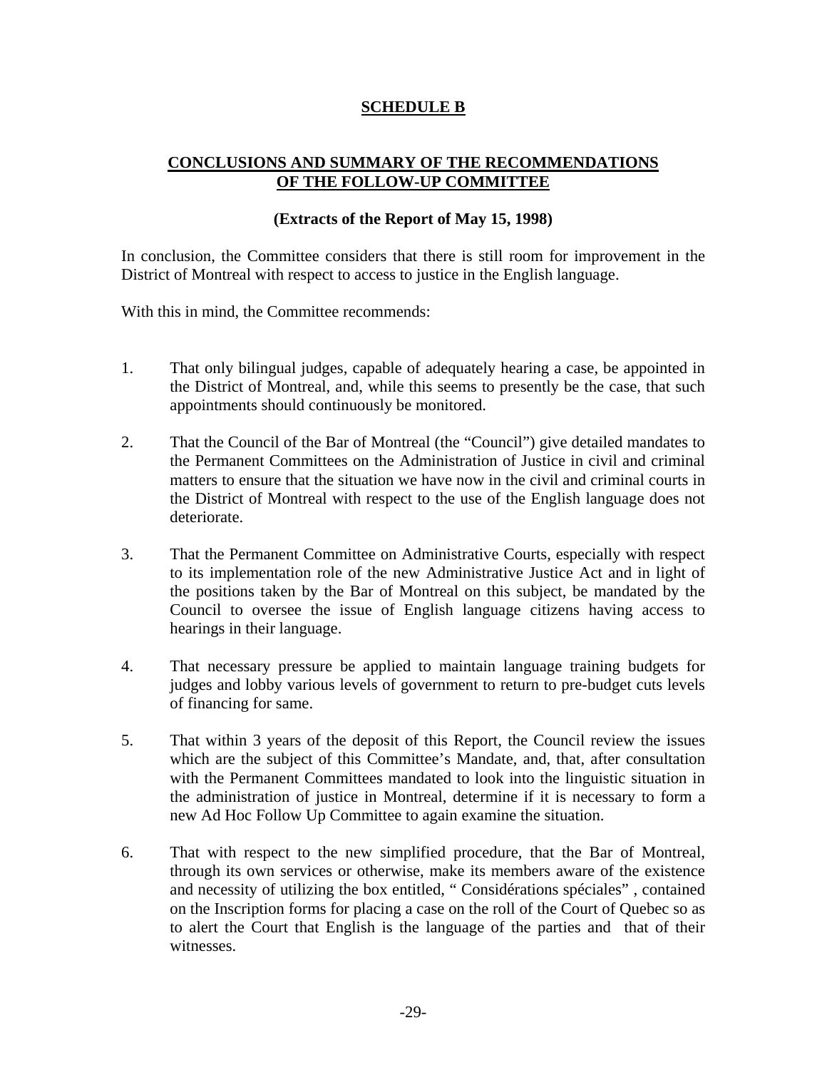**SCHEDULE B**

**CONCLUSIONS AND SUMMARY OF THE RECOMMENDATIONS OF THE FOLLOW-UP COMMITTEE**

**(Extracts of the Report of May 15, 1998)**

In conclusion, the Committee considers that there is still room for improvement in the District of Montreal with respect to access to justice in the English language.

With this in mind, the Committee recommends:

1. That only bilingual judges, capable of adequately hearing a case, be appointed in the District of Montreal, and, while this seems to presently be the case, that such appointments should continuously be monitored.

2. That the Council of the Bar of Montreal (the "Council") give detailed mandates to the Permanent Committees on the Administration of Justice in civil and criminal matters to ensure that the situation we have now in the civil and criminal courts in the District of Montreal with respect to the use of the English language does not deteriorate.

3. That the Permanent Committee on Administrative Courts, especially with respect to its implementation role of the new Administrative Justice Act and in light of the positions taken by the Bar of Montreal on this subject, be mandated by the Council to oversee the issue of English language citizens having access to hearings in their language.

4. That necessary pressure be applied to maintain language training budgets for judges and lobby various levels of government to return to pre-budget cuts levels of financing for same.

5. That within 3 years of the deposit of this Report, the Council review the issues which are the subject of this Committee's Mandate, and, that, after consultation with the Permanent Committees mandated to look into the linguistic situation in the administration of justice in Montreal, determine if it is necessary to form a new Ad Hoc Follow Up Committee to again examine the situation.

6. That with respect to the new simplified procedure, that the Bar of Montreal, through its own services or otherwise, make its members aware of the existence and necessity of utilizing the box entitled, " Considérations spéciales" , contained on the Inscription forms for placing a case on the roll of the Court of Quebec so as to alert the Court that English is the language of the parties and that of their witnesses.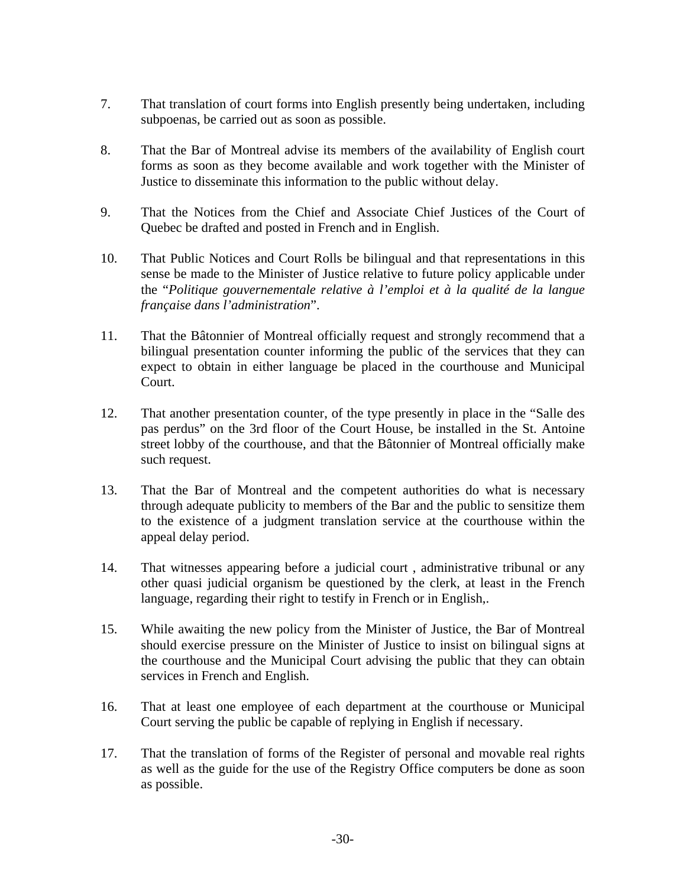7. That translation of court forms into English presently being undertaken, including subpoenas, be carried out as soon as possible.

8. That the Bar of Montreal advise its members of the availability of English court forms as soon as they become available and work together with the Minister of Justice to disseminate this information to the public without delay.

9. That the Notices from the Chief and Associate Chief Justices of the Court of Quebec be drafted and posted in French and in English.

10. That Public Notices and Court Rolls be bilingual and that representations in this sense be made to the Minister of Justice relative to future policy applicable under the "*Politique gouvernementale relative à l'emploi et à la qualité de la langue française dans l'administration*".

11. That the Bâtonnier of Montreal officially request and strongly recommend that a bilingual presentation counter informing the public of the services that they can expect to obtain in either language be placed in the courthouse and Municipal Court.

12. That another presentation counter, of the type presently in place in the "Salle des pas perdus" on the 3rd floor of the Court House, be installed in the St. Antoine street lobby of the courthouse, and that the Bâtonnier of Montreal officially make such request.

13. That the Bar of Montreal and the competent authorities do what is necessary through adequate publicity to members of the Bar and the public to sensitize them to the existence of a judgment translation service at the courthouse within the appeal delay period.

14. That witnesses appearing before a judicial court , administrative tribunal or any other quasi judicial organism be questioned by the clerk, at least in the French language, regarding their right to testify in French or in English,.

15. While awaiting the new policy from the Minister of Justice, the Bar of Montreal should exercise pressure on the Minister of Justice to insist on bilingual signs at the courthouse and the Municipal Court advising the public that they can obtain services in French and English.

16. That at least one employee of each department at the courthouse or Municipal Court serving the public be capable of replying in English if necessary.

17. That the translation of forms of the Register of personal and movable real rights as well as the guide for the use of the Registry Office computers be done as soon as possible.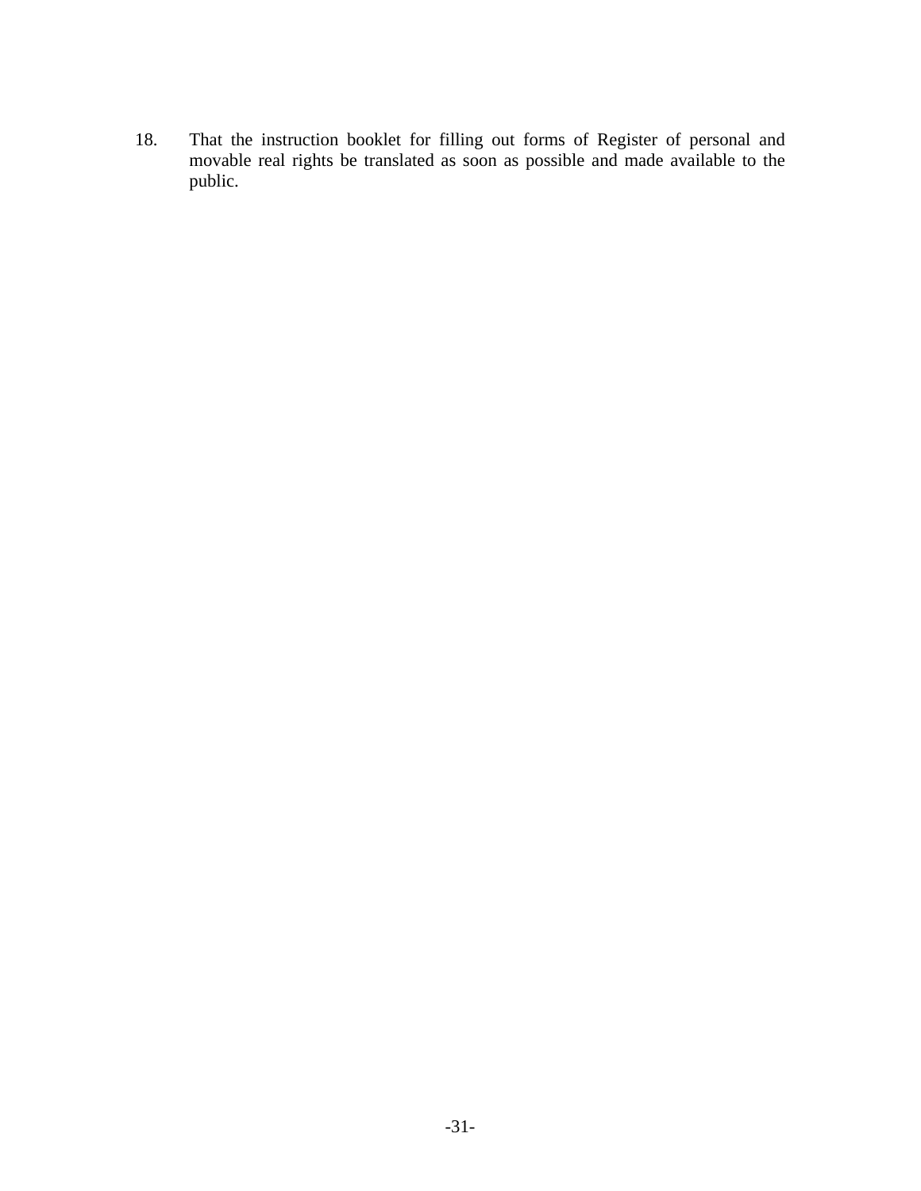18. That the instruction booklet for filling out forms of Register of personal and movable real rights be translated as soon as possible and made available to the public.